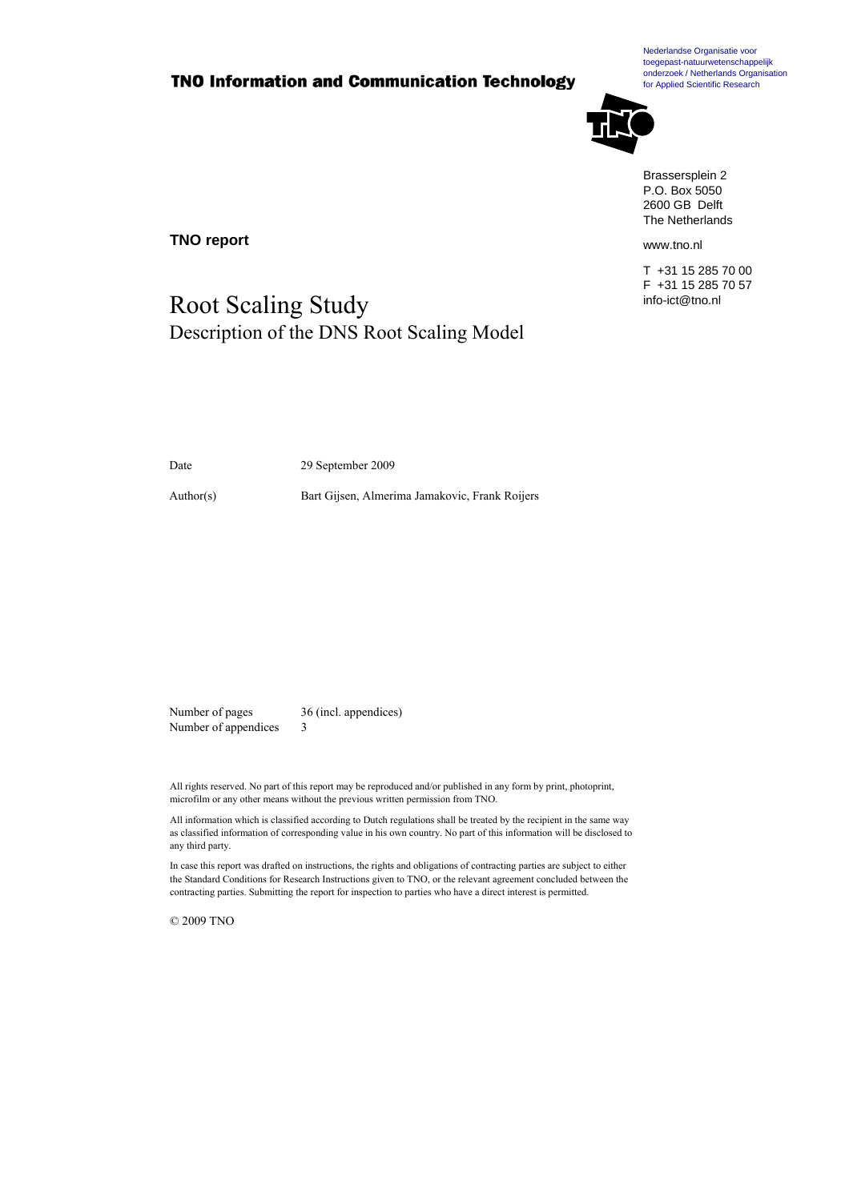**TNO Information and Communication Technology**

Nederlandse Organisatie voor toegepast-natuurwetenschappelijk onderzoek / Netherlands Organisation for Applied Scientific Research

Brassersplein 2
P.O. Box 5050
2600 GB Delft
The Netherlands

www.tno.nl

T +31 15 285 70 00
F +31 15 285 70 57
info-ict@tno.nl

**TNO report**

# Root Scaling Study

## Description of the DNS Root Scaling Model

Date: 29 September 2009

Author(s): Bart Gijsen, Almerima Jamakovic, Frank Roijers

Number of pages: 36 (incl. appendices)
Number of appendices: 3

All rights reserved. No part of this report may be reproduced and/or published in any form by print, photoprint, microfilm or any other means without the previous written permission from TNO.

All information which is classified according to Dutch regulations shall be treated by the recipient in the same way as classified information of corresponding value in his own country. No part of this information will be disclosed to any third party.

In case this report was drafted on instructions, the rights and obligations of contracting parties are subject to either the Standard Conditions for Research Instructions given to TNO, or the relevant agreement concluded between the contracting parties. Submitting the report for inspection to parties who have a direct interest is permitted.

© 2009 TNO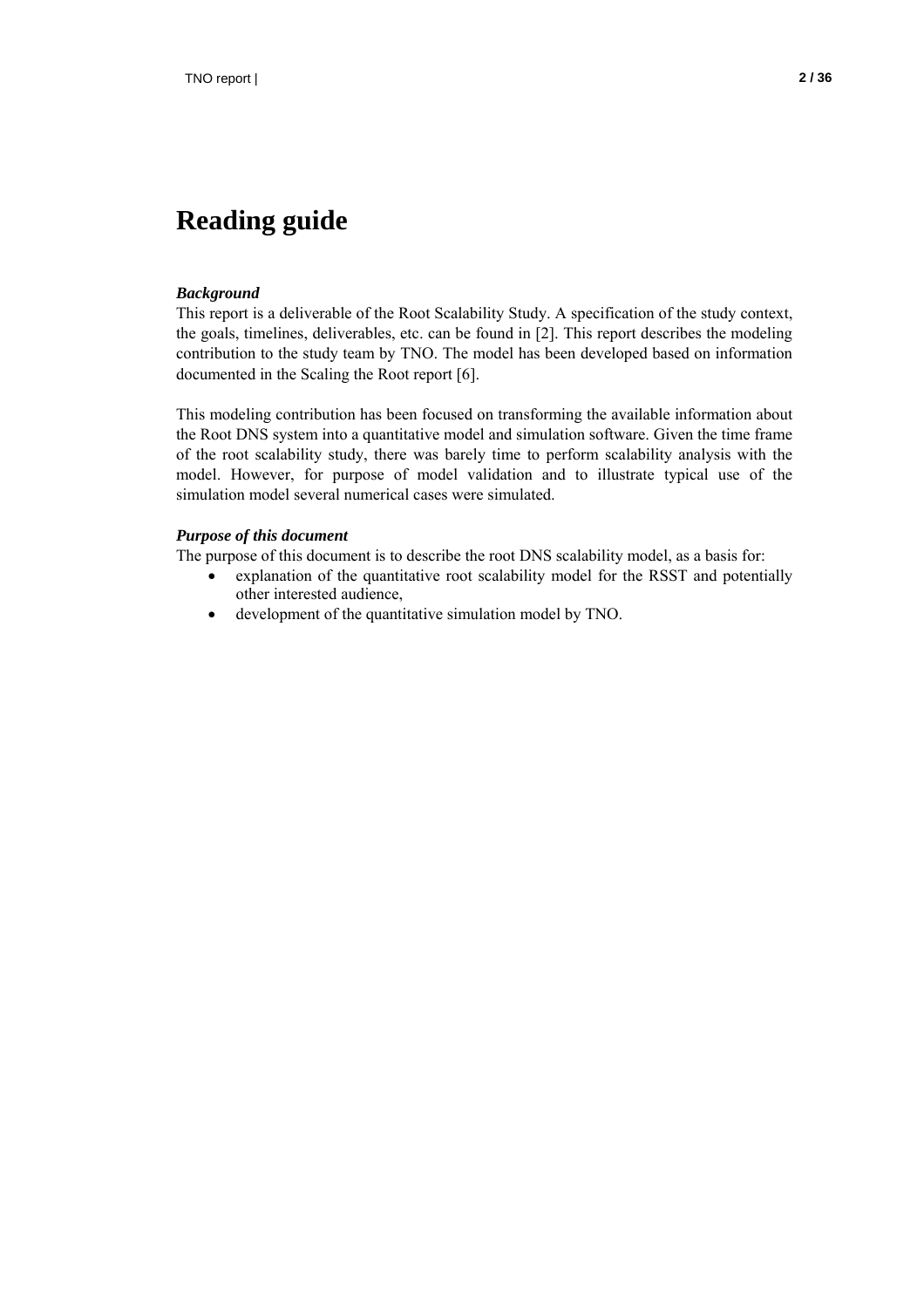# Reading guide

***Background***

This report is a deliverable of the Root Scalability Study. A specification of the study context, the goals, timelines, deliverables, etc. can be found in [2]. This report describes the modeling contribution to the study team by TNO. The model has been developed based on information documented in the Scaling the Root report [6].

This modeling contribution has been focused on transforming the available information about the Root DNS system into a quantitative model and simulation software. Given the time frame of the root scalability study, there was barely time to perform scalability analysis with the model. However, for purpose of model validation and to illustrate typical use of the simulation model several numerical cases were simulated.

***Purpose of this document***

The purpose of this document is to describe the root DNS scalability model, as a basis for:

- explanation of the quantitative root scalability model for the RSST and potentially other interested audience,
- development of the quantitative simulation model by TNO.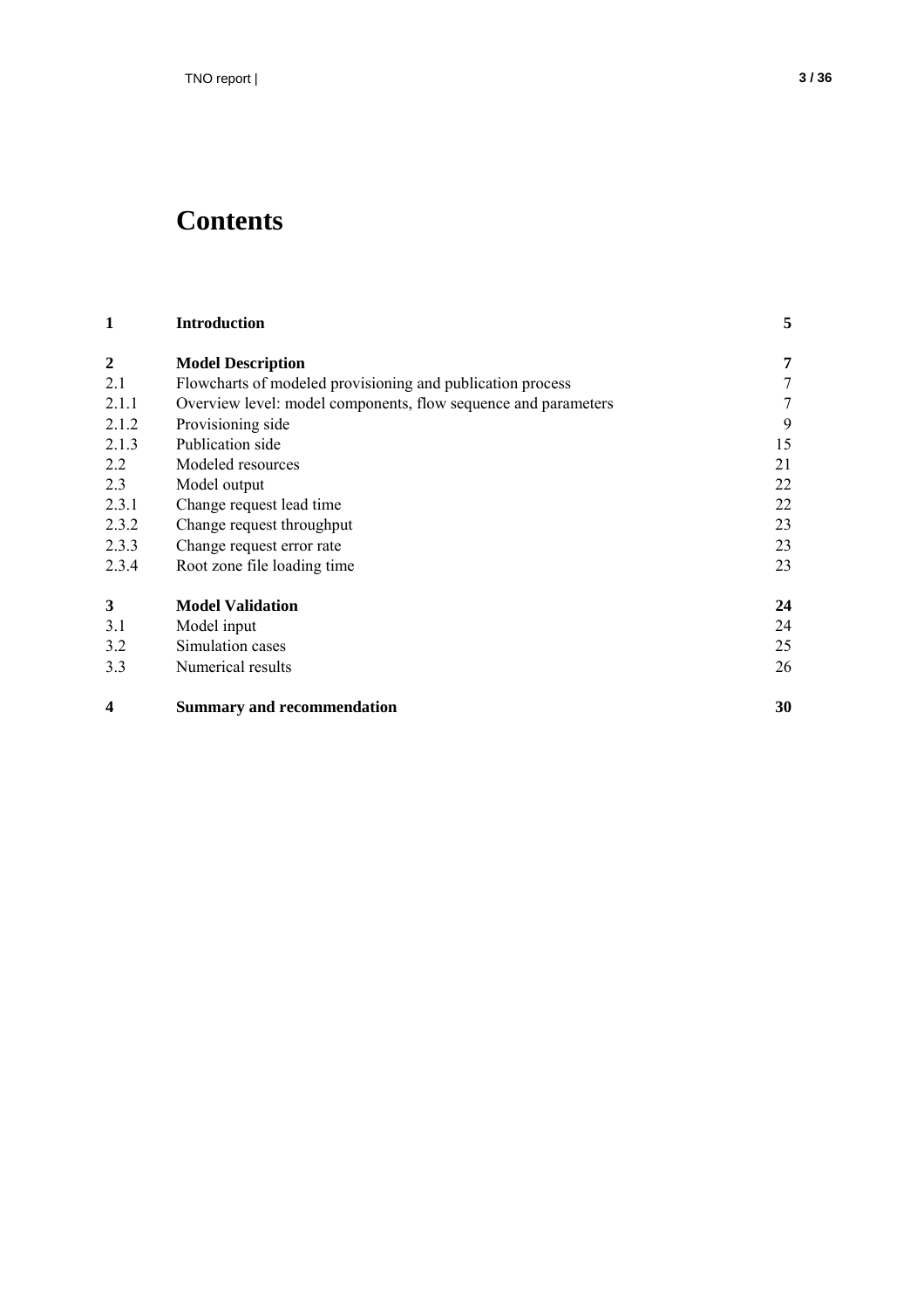# Contents

| | | |
|---|---|---|
| **1** | **Introduction** | **5** |
| **2** | **Model Description** | **7** |
| 2.1 | Flowcharts of modeled provisioning and publication process | 7 |
| 2.1.1 | Overview level: model components, flow sequence and parameters | 7 |
| 2.1.2 | Provisioning side | 9 |
| 2.1.3 | Publication side | 15 |
| 2.2 | Modeled resources | 21 |
| 2.3 | Model output | 22 |
| 2.3.1 | Change request lead time | 22 |
| 2.3.2 | Change request throughput | 23 |
| 2.3.3 | Change request error rate | 23 |
| 2.3.4 | Root zone file loading time | 23 |
| **3** | **Model Validation** | **24** |
| 3.1 | Model input | 24 |
| 3.2 | Simulation cases | 25 |
| 3.3 | Numerical results | 26 |
| **4** | **Summary and recommendation** | **30** |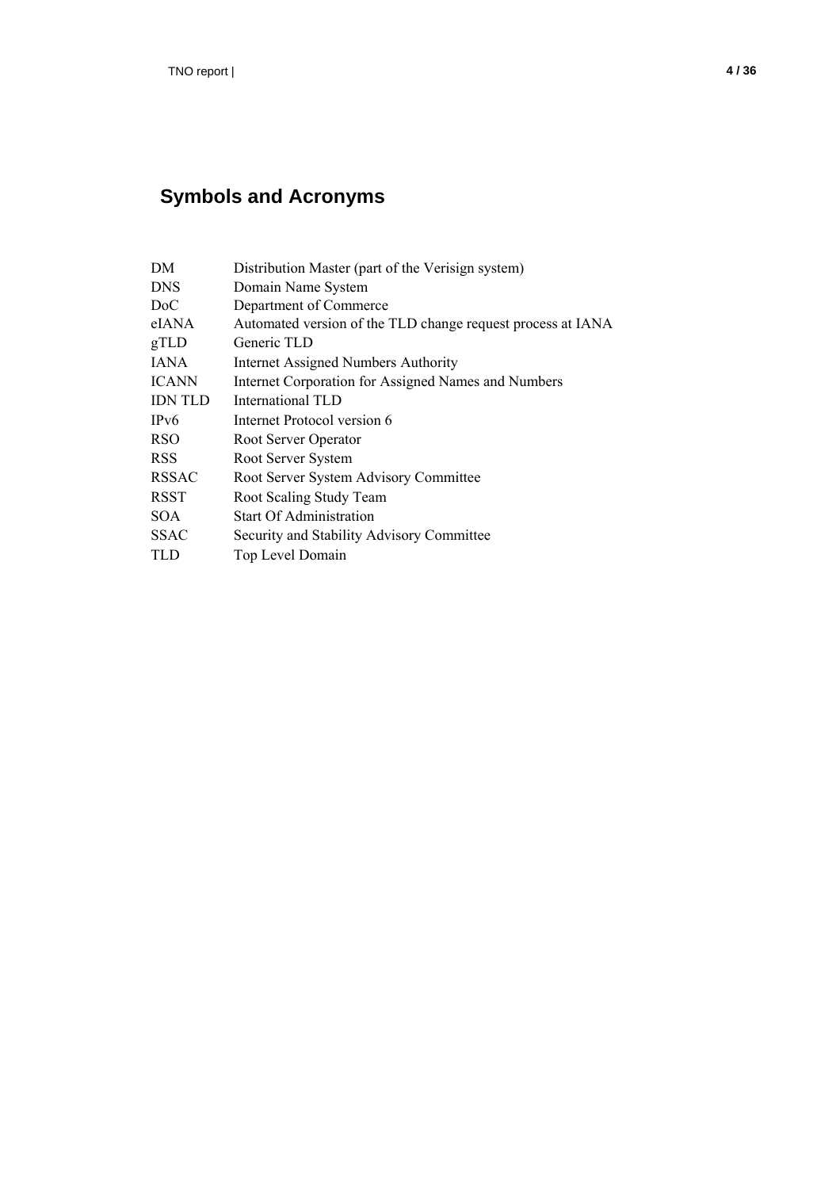# Symbols and Acronyms

| | |
|---|---|
| DM | Distribution Master (part of the Verisign system) |
| DNS | Domain Name System |
| DoC | Department of Commerce |
| eIANA | Automated version of the TLD change request process at IANA |
| gTLD | Generic TLD |
| IANA | Internet Assigned Numbers Authority |
| ICANN | Internet Corporation for Assigned Names and Numbers |
| IDN TLD | International TLD |
| IPv6 | Internet Protocol version 6 |
| RSO | Root Server Operator |
| RSS | Root Server System |
| RSSAC | Root Server System Advisory Committee |
| RSST | Root Scaling Study Team |
| SOA | Start Of Administration |
| SSAC | Security and Stability Advisory Committee |
| TLD | Top Level Domain |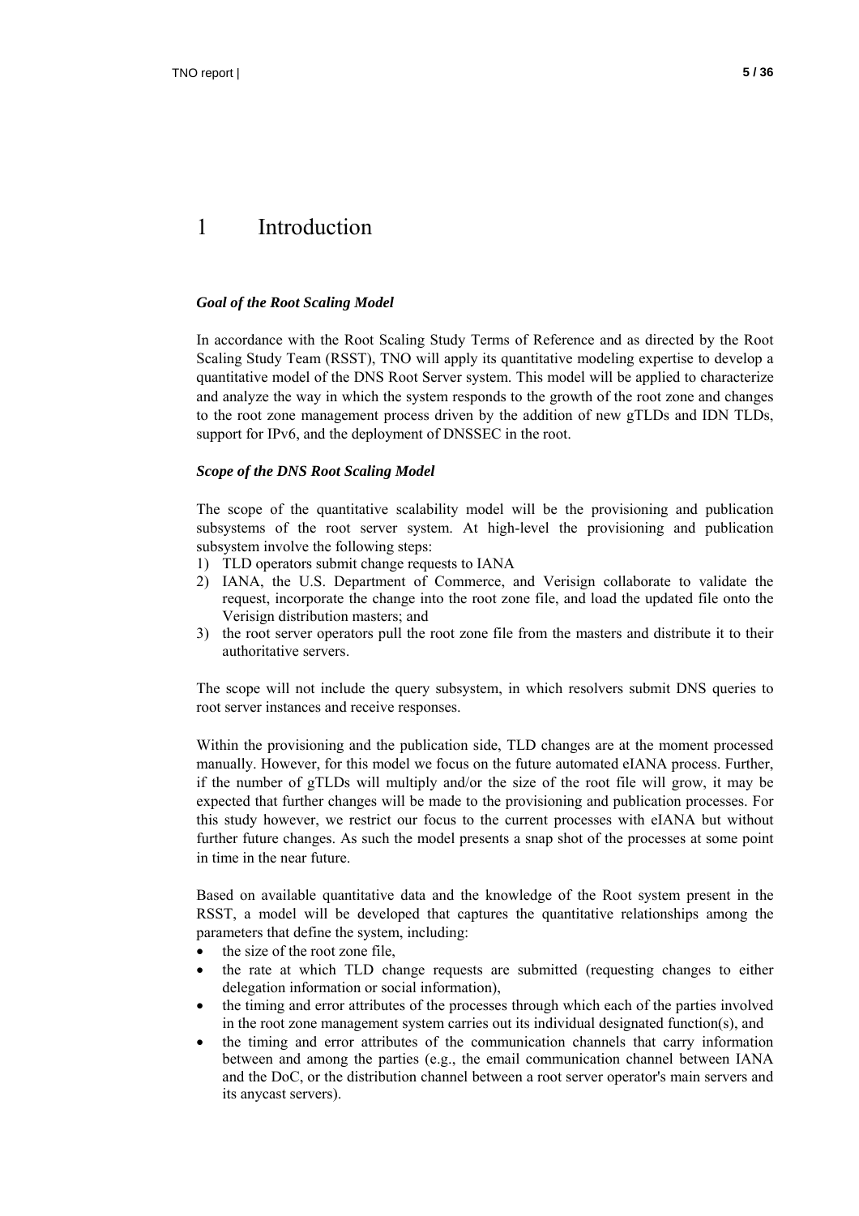# 1 Introduction

***Goal of the Root Scaling Model***

In accordance with the Root Scaling Study Terms of Reference and as directed by the Root Scaling Study Team (RSST), TNO will apply its quantitative modeling expertise to develop a quantitative model of the DNS Root Server system. This model will be applied to characterize and analyze the way in which the system responds to the growth of the root zone and changes to the root zone management process driven by the addition of new gTLDs and IDN TLDs, support for IPv6, and the deployment of DNSSEC in the root.

***Scope of the DNS Root Scaling Model***

The scope of the quantitative scalability model will be the provisioning and publication subsystems of the root server system. At high-level the provisioning and publication subsystem involve the following steps:

1) TLD operators submit change requests to IANA
2) IANA, the U.S. Department of Commerce, and Verisign collaborate to validate the request, incorporate the change into the root zone file, and load the updated file onto the Verisign distribution masters; and
3) the root server operators pull the root zone file from the masters and distribute it to their authoritative servers.

The scope will not include the query subsystem, in which resolvers submit DNS queries to root server instances and receive responses.

Within the provisioning and the publication side, TLD changes are at the moment processed manually. However, for this model we focus on the future automated eIANA process. Further, if the number of gTLDs will multiply and/or the size of the root file will grow, it may be expected that further changes will be made to the provisioning and publication processes. For this study however, we restrict our focus to the current processes with eIANA but without further future changes. As such the model presents a snap shot of the processes at some point in time in the near future.

Based on available quantitative data and the knowledge of the Root system present in the RSST, a model will be developed that captures the quantitative relationships among the parameters that define the system, including:

- the size of the root zone file,
- the rate at which TLD change requests are submitted (requesting changes to either delegation information or social information),
- the timing and error attributes of the processes through which each of the parties involved in the root zone management system carries out its individual designated function(s), and
- the timing and error attributes of the communication channels that carry information between and among the parties (e.g., the email communication channel between IANA and the DoC, or the distribution channel between a root server operator's main servers and its anycast servers).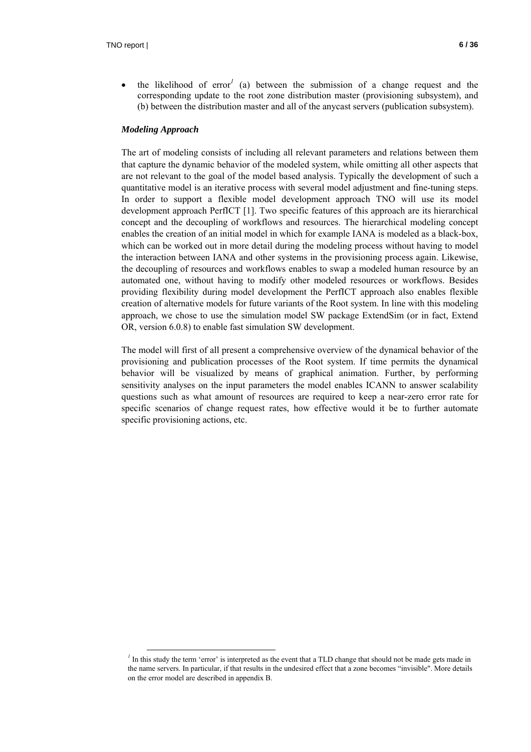- the likelihood of error[1] (a) between the submission of a change request and the corresponding update to the root zone distribution master (provisioning subsystem), and (b) between the distribution master and all of the anycast servers (publication subsystem).

***Modeling Approach***

The art of modeling consists of including all relevant parameters and relations between them that capture the dynamic behavior of the modeled system, while omitting all other aspects that are not relevant to the goal of the model based analysis. Typically the development of such a quantitative model is an iterative process with several model adjustment and fine-tuning steps. In order to support a flexible model development approach TNO will use its model development approach PerfICT [1]. Two specific features of this approach are its hierarchical concept and the decoupling of workflows and resources. The hierarchical modeling concept enables the creation of an initial model in which for example IANA is modeled as a black-box, which can be worked out in more detail during the modeling process without having to model the interaction between IANA and other systems in the provisioning process again. Likewise, the decoupling of resources and workflows enables to swap a modeled human resource by an automated one, without having to modify other modeled resources or workflows. Besides providing flexibility during model development the PerfICT approach also enables flexible creation of alternative models for future variants of the Root system. In line with this modeling approach, we chose to use the simulation model SW package ExtendSim (or in fact, Extend OR, version 6.0.8) to enable fast simulation SW development.

The model will first of all present a comprehensive overview of the dynamical behavior of the provisioning and publication processes of the Root system. If time permits the dynamical behavior will be visualized by means of graphical animation. Further, by performing sensitivity analyses on the input parameters the model enables ICANN to answer scalability questions such as what amount of resources are required to keep a near-zero error rate for specific scenarios of change request rates, how effective would it be to further automate specific provisioning actions, etc.

---

[1] In this study the term 'error' is interpreted as the event that a TLD change that should not be made gets made in the name servers. In particular, if that results in the undesired effect that a zone becomes "invisible". More details on the error model are described in appendix B.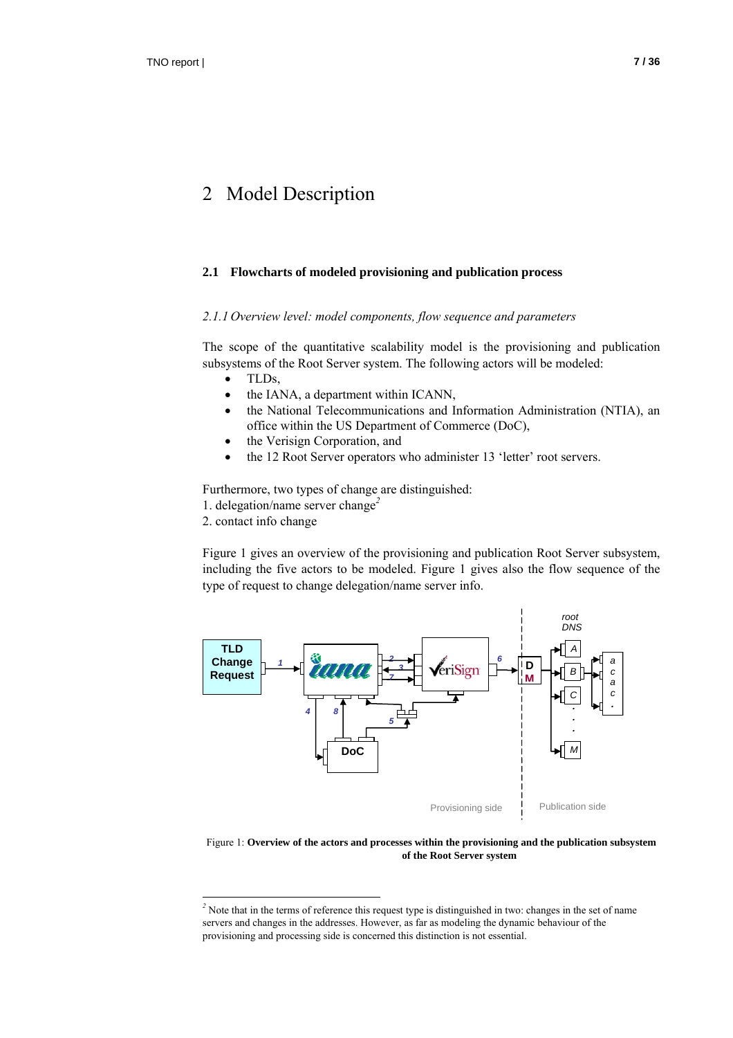# 2 Model Description

## 2.1 Flowcharts of modeled provisioning and publication process

### *2.1.1 Overview level: model components, flow sequence and parameters*

The scope of the quantitative scalability model is the provisioning and publication subsystems of the Root Server system. The following actors will be modeled:

- TLDs,
- the IANA, a department within ICANN,
- the National Telecommunications and Information Administration (NTIA), an office within the US Department of Commerce (DoC),
- the Verisign Corporation, and
- the 12 Root Server operators who administer 13 'letter' root servers.

Furthermore, two types of change are distinguished:

1. delegation/name server change[2]
2. contact info change

Figure 1 gives an overview of the provisioning and publication Root Server subsystem, including the five actors to be modeled. Figure 1 gives also the flow sequence of the type of request to change delegation/name server info.

Figure 1: **Overview of the actors and processes within the provisioning and the publication subsystem of the Root Server system**

[2] Note that in the terms of reference this request type is distinguished in two: changes in the set of name servers and changes in the addresses. However, as far as modeling the dynamic behaviour of the provisioning and processing side is concerned this distinction is not essential.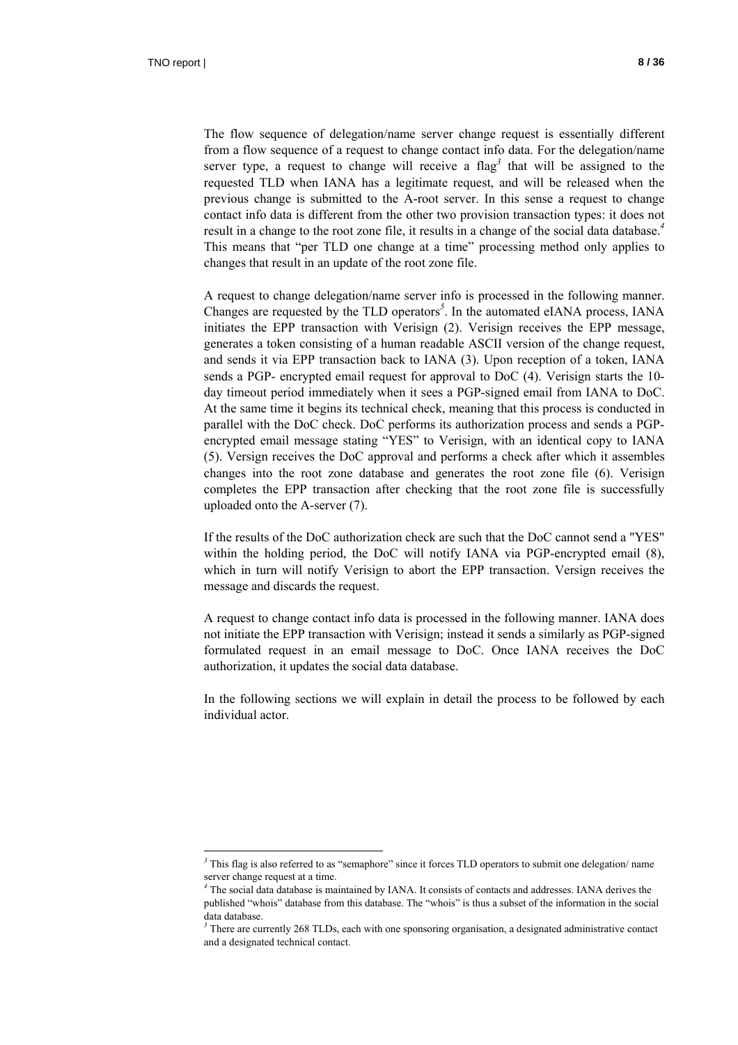The flow sequence of delegation/name server change request is essentially different from a flow sequence of a request to change contact info data. For the delegation/name server type, a request to change will receive a flag[3] that will be assigned to the requested TLD when IANA has a legitimate request, and will be released when the previous change is submitted to the A-root server. In this sense a request to change contact info data is different from the other two provision transaction types: it does not result in a change to the root zone file, it results in a change of the social data database.[4] This means that "per TLD one change at a time" processing method only applies to changes that result in an update of the root zone file.

A request to change delegation/name server info is processed in the following manner. Changes are requested by the TLD operators[5]. In the automated eIANA process, IANA initiates the EPP transaction with Verisign (2). Verisign receives the EPP message, generates a token consisting of a human readable ASCII version of the change request, and sends it via EPP transaction back to IANA (3). Upon reception of a token, IANA sends a PGP- encrypted email request for approval to DoC (4). Verisign starts the 10-day timeout period immediately when it sees a PGP-signed email from IANA to DoC. At the same time it begins its technical check, meaning that this process is conducted in parallel with the DoC check. DoC performs its authorization process and sends a PGP-encrypted email message stating "YES" to Verisign, with an identical copy to IANA (5). Versign receives the DoC approval and performs a check after which it assembles changes into the root zone database and generates the root zone file (6). Verisign completes the EPP transaction after checking that the root zone file is successfully uploaded onto the A-server (7).

If the results of the DoC authorization check are such that the DoC cannot send a "YES" within the holding period, the DoC will notify IANA via PGP-encrypted email (8), which in turn will notify Verisign to abort the EPP transaction. Versign receives the message and discards the request.

A request to change contact info data is processed in the following manner. IANA does not initiate the EPP transaction with Verisign; instead it sends a similarly as PGP-signed formulated request in an email message to DoC. Once IANA receives the DoC authorization, it updates the social data database.

In the following sections we will explain in detail the process to be followed by each individual actor.

---

[3] This flag is also referred to as "semaphore" since it forces TLD operators to submit one delegation/ name server change request at a time.

[4] The social data database is maintained by IANA. It consists of contacts and addresses. IANA derives the published "whois" database from this database. The "whois" is thus a subset of the information in the social data database.

[5] There are currently 268 TLDs, each with one sponsoring organisation, a designated administrative contact and a designated technical contact.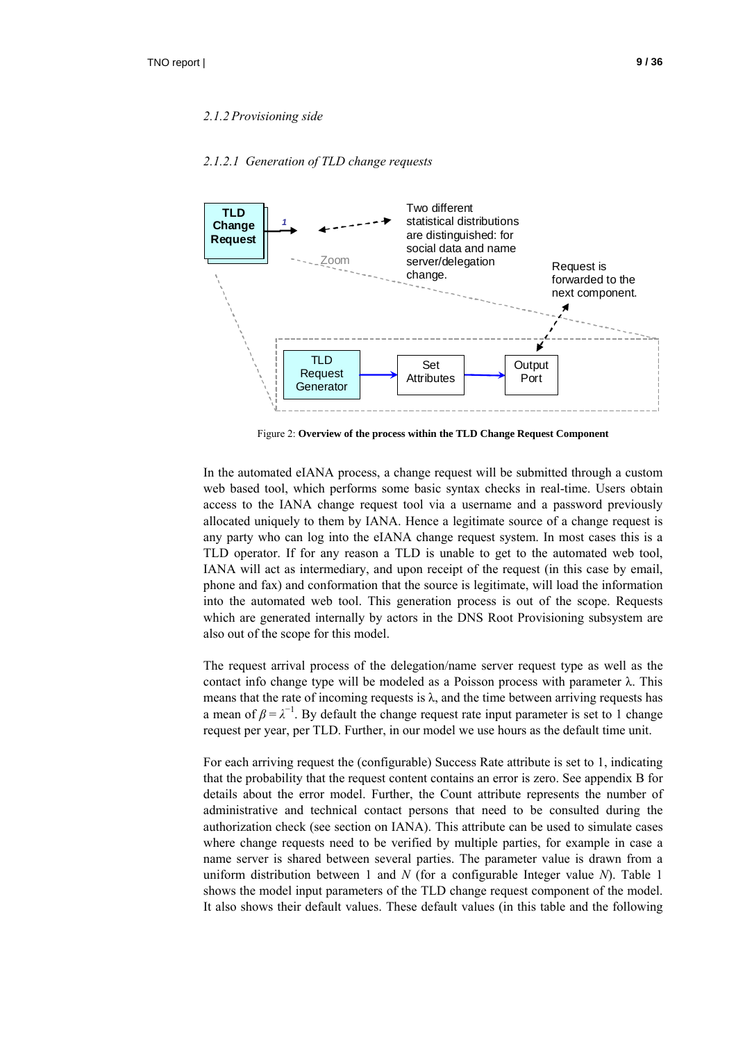### 2.1.2 Provisioning side

#### 2.1.2.1 Generation of TLD change requests

Figure 2: **Overview of the process within the TLD Change Request Component**

In the automated eIANA process, a change request will be submitted through a custom web based tool, which performs some basic syntax checks in real-time. Users obtain access to the IANA change request tool via a username and a password previously allocated uniquely to them by IANA. Hence a legitimate source of a change request is any party who can log into the eIANA change request system. In most cases this is a TLD operator. If for any reason a TLD is unable to get to the automated web tool, IANA will act as intermediary, and upon receipt of the request (in this case by email, phone and fax) and conformation that the source is legitimate, will load the information into the automated web tool. This generation process is out of the scope. Requests which are generated internally by actors in the DNS Root Provisioning subsystem are also out of the scope for this model.

The request arrival process of the delegation/name server request type as well as the contact info change type will be modeled as a Poisson process with parameter λ. This means that the rate of incoming requests is λ, and the time between arriving requests has a mean of $\beta = \lambda^{-1}$. By default the change request rate input parameter is set to 1 change request per year, per TLD. Further, in our model we use hours as the default time unit.

For each arriving request the (configurable) Success Rate attribute is set to 1, indicating that the probability that the request content contains an error is zero. See appendix B for details about the error model. Further, the Count attribute represents the number of administrative and technical contact persons that need to be consulted during the authorization check (see section on IANA). This attribute can be used to simulate cases where change requests need to be verified by multiple parties, for example in case a name server is shared between several parties. The parameter value is drawn from a uniform distribution between 1 and $N$ (for a configurable Integer value $N$). Table 1 shows the model input parameters of the TLD change request component of the model. It also shows their default values. These default values (in this table and the following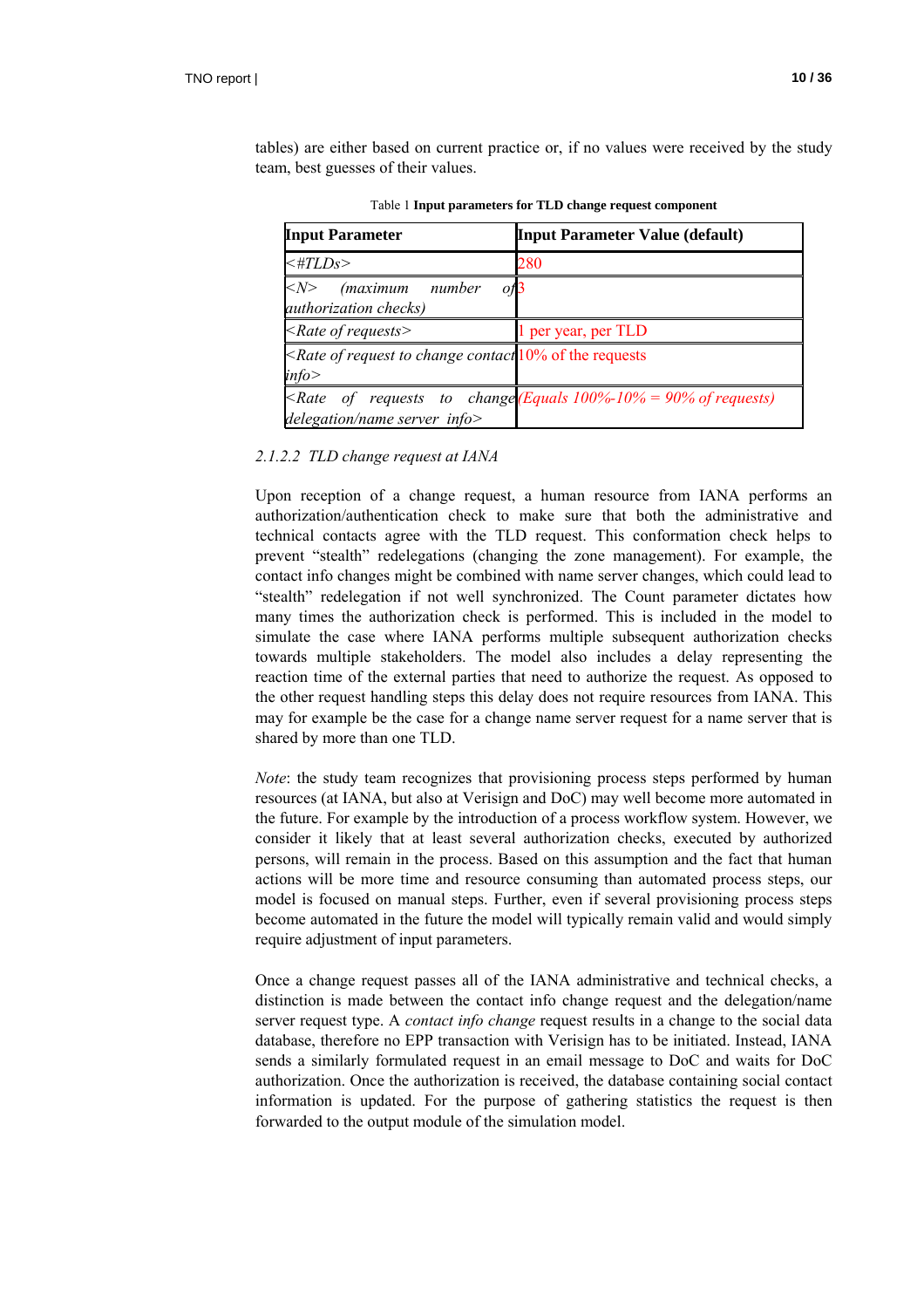tables) are either based on current practice or, if no values were received by the study team, best guesses of their values.

Table 1 **Input parameters for TLD change request component**

| **Input Parameter** | **Input Parameter Value (default)** |
|---|---|
| *<#TLDs>* | 280 |
| *<N> (maximum number of authorization checks)* | 3 |
| *<Rate of requests>* | 1 per year, per TLD |
| *<Rate of request to change contact info>* | 10% of the requests |
| *<Rate of requests to change delegation/name server info>* | *(Equals 100%-10% = 90% of requests)* |

### *2.1.2.2 TLD change request at IANA*

Upon reception of a change request, a human resource from IANA performs an authorization/authentication check to make sure that both the administrative and technical contacts agree with the TLD request. This conformation check helps to prevent "stealth" redelegations (changing the zone management). For example, the contact info changes might be combined with name server changes, which could lead to "stealth" redelegation if not well synchronized. The Count parameter dictates how many times the authorization check is performed. This is included in the model to simulate the case where IANA performs multiple subsequent authorization checks towards multiple stakeholders. The model also includes a delay representing the reaction time of the external parties that need to authorize the request. As opposed to the other request handling steps this delay does not require resources from IANA. This may for example be the case for a change name server request for a name server that is shared by more than one TLD.

*Note*: the study team recognizes that provisioning process steps performed by human resources (at IANA, but also at Verisign and DoC) may well become more automated in the future. For example by the introduction of a process workflow system. However, we consider it likely that at least several authorization checks, executed by authorized persons, will remain in the process. Based on this assumption and the fact that human actions will be more time and resource consuming than automated process steps, our model is focused on manual steps. Further, even if several provisioning process steps become automated in the future the model will typically remain valid and would simply require adjustment of input parameters.

Once a change request passes all of the IANA administrative and technical checks, a distinction is made between the contact info change request and the delegation/name server request type. A *contact info change* request results in a change to the social data database, therefore no EPP transaction with Verisign has to be initiated. Instead, IANA sends a similarly formulated request in an email message to DoC and waits for DoC authorization. Once the authorization is received, the database containing social contact information is updated. For the purpose of gathering statistics the request is then forwarded to the output module of the simulation model.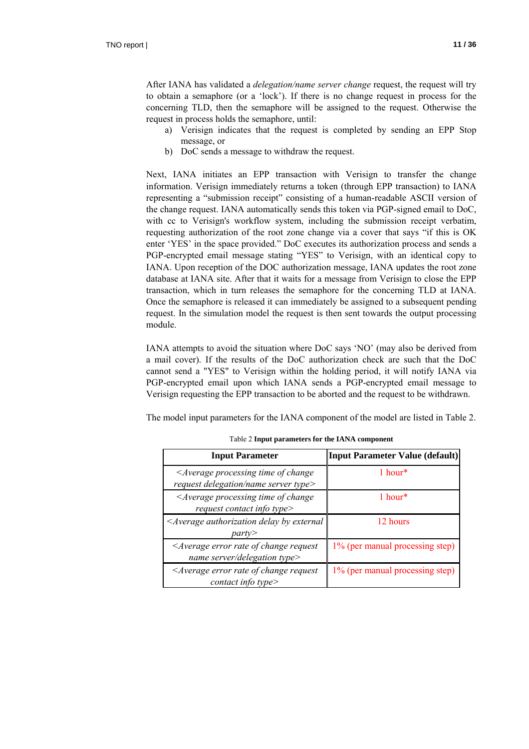After IANA has validated a *delegation/name server change* request, the request will try to obtain a semaphore (or a 'lock'). If there is no change request in process for the concerning TLD, then the semaphore will be assigned to the request. Otherwise the request in process holds the semaphore, until:

a) Verisign indicates that the request is completed by sending an EPP Stop message, or
b) DoC sends a message to withdraw the request.

Next, IANA initiates an EPP transaction with Verisign to transfer the change information. Verisign immediately returns a token (through EPP transaction) to IANA representing a "submission receipt" consisting of a human-readable ASCII version of the change request. IANA automatically sends this token via PGP-signed email to DoC, with cc to Verisign's workflow system, including the submission receipt verbatim, requesting authorization of the root zone change via a cover that says "if this is OK enter 'YES' in the space provided." DoC executes its authorization process and sends a PGP-encrypted email message stating "YES" to Verisign, with an identical copy to IANA. Upon reception of the DOC authorization message, IANA updates the root zone database at IANA site. After that it waits for a message from Verisign to close the EPP transaction, which in turn releases the semaphore for the concerning TLD at IANA. Once the semaphore is released it can immediately be assigned to a subsequent pending request. In the simulation model the request is then sent towards the output processing module.

IANA attempts to avoid the situation where DoC says 'NO' (may also be derived from a mail cover). If the results of the DoC authorization check are such that the DoC cannot send a "YES" to Verisign within the holding period, it will notify IANA via PGP-encrypted email upon which IANA sends a PGP-encrypted email message to Verisign requesting the EPP transaction to be aborted and the request to be withdrawn.

The model input parameters for the IANA component of the model are listed in Table 2.

Table 2 **Input parameters for the IANA component**

| Input Parameter | Input Parameter Value (default) |
|---|---|
| *<Average processing time of change request delegation/name server type>* | 1 hour* |
| *<Average processing time of change request contact info type>* | 1 hour* |
| *<Average authorization delay by external party>* | 12 hours |
| *<Average error rate of change request name server/delegation type>* | 1% (per manual processing step) |
| *<Average error rate of change request contact info type>* | 1% (per manual processing step) |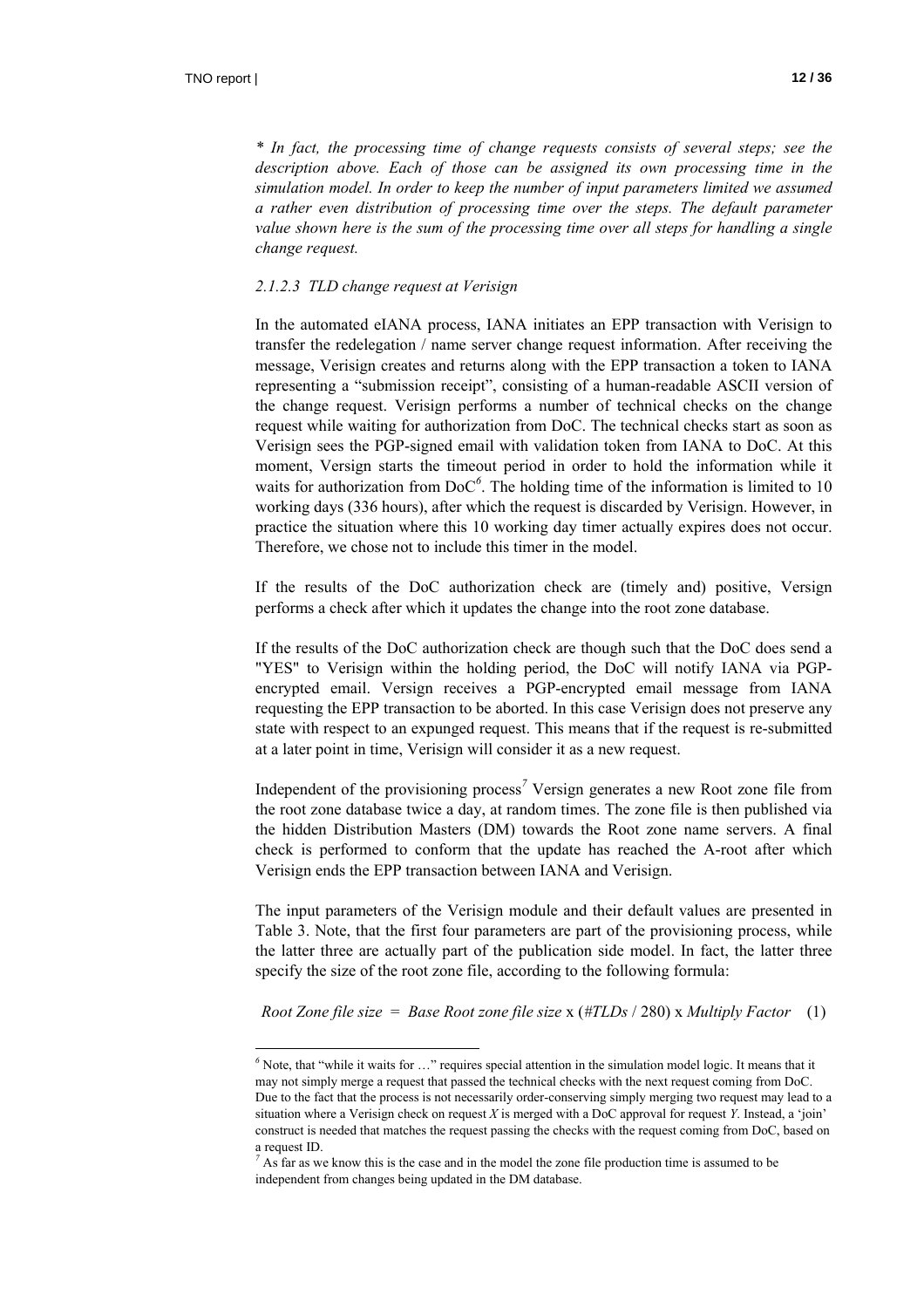*\* In fact, the processing time of change requests consists of several steps; see the description above. Each of those can be assigned its own processing time in the simulation model. In order to keep the number of input parameters limited we assumed a rather even distribution of processing time over the steps. The default parameter value shown here is the sum of the processing time over all steps for handling a single change request.*

#### *2.1.2.3 TLD change request at Verisign*

In the automated eIANA process, IANA initiates an EPP transaction with Verisign to transfer the redelegation / name server change request information. After receiving the message, Verisign creates and returns along with the EPP transaction a token to IANA representing a "submission receipt", consisting of a human-readable ASCII version of the change request. Verisign performs a number of technical checks on the change request while waiting for authorization from DoC. The technical checks start as soon as Verisign sees the PGP-signed email with validation token from IANA to DoC. At this moment, Versign starts the timeout period in order to hold the information while it waits for authorization from DoC[6]. The holding time of the information is limited to 10 working days (336 hours), after which the request is discarded by Verisign. However, in practice the situation where this 10 working day timer actually expires does not occur. Therefore, we chose not to include this timer in the model.

If the results of the DoC authorization check are (timely and) positive, Versign performs a check after which it updates the change into the root zone database.

If the results of the DoC authorization check are though such that the DoC does send a "YES" to Verisign within the holding period, the DoC will notify IANA via PGP-encrypted email. Versign receives a PGP-encrypted email message from IANA requesting the EPP transaction to be aborted. In this case Verisign does not preserve any state with respect to an expunged request. This means that if the request is re-submitted at a later point in time, Verisign will consider it as a new request.

Independent of the provisioning process[7] Versign generates a new Root zone file from the root zone database twice a day, at random times. The zone file is then published via the hidden Distribution Masters (DM) towards the Root zone name servers. A final check is performed to conform that the update has reached the A-root after which Verisign ends the EPP transaction between IANA and Verisign.

The input parameters of the Verisign module and their default values are presented in Table 3. Note, that the first four parameters are part of the provisioning process, while the latter three are actually part of the publication side model. In fact, the latter three specify the size of the root zone file, according to the following formula:

$$\textit{Root Zone file size} = \textit{Base Root zone file size} \times (\#\textit{TLDs} / 280) \times \textit{Multiply Factor} \quad (1)$$

---

[6] Note, that "while it waits for …" requires special attention in the simulation model logic. It means that it may not simply merge a request that passed the technical checks with the next request coming from DoC. Due to the fact that the process is not necessarily order-conserving simply merging two request may lead to a situation where a Verisign check on request *X* is merged with a DoC approval for request *Y*. Instead, a 'join' construct is needed that matches the request passing the checks with the request coming from DoC, based on a request ID.

[7] As far as we know this is the case and in the model the zone file production time is assumed to be independent from changes being updated in the DM database.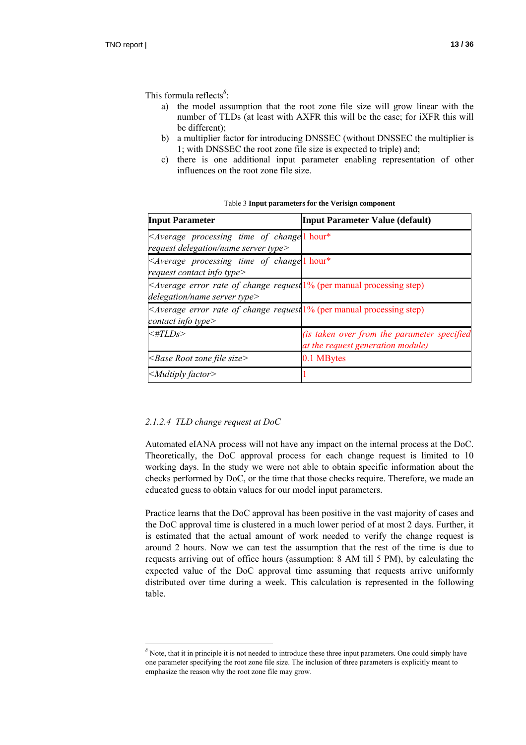This formula reflects[8]:

a) the model assumption that the root zone file size will grow linear with the number of TLDs (at least with AXFR this will be the case; for iXFR this will be different);
b) a multiplier factor for introducing DNSSEC (without DNSSEC the multiplier is 1; with DNSSEC the root zone file size is expected to triple) and;
c) there is one additional input parameter enabling representation of other influences on the root zone file size.

Table 3 **Input parameters for the Verisign component**

| **Input Parameter** | **Input Parameter Value (default)** |
|---|---|
| *<Average processing time of change request delegation/name server type>* | 1 hour* |
| *<Average processing time of change request contact info type>* | 1 hour* |
| *<Average error rate of change request delegation/name server type>* | 1% (per manual processing step) |
| *<Average error rate of change request contact info type>* | 1% (per manual processing step) |
| *<#TLDs>* | *(is taken over from the parameter specified at the request generation module)* |
| *<Base Root zone file size>* | 0.1 MBytes |
| *<Multiply factor>* | 1 |

### *2.1.2.4 TLD change request at DoC*

Automated eIANA process will not have any impact on the internal process at the DoC. Theoretically, the DoC approval process for each change request is limited to 10 working days. In the study we were not able to obtain specific information about the checks performed by DoC, or the time that those checks require. Therefore, we made an educated guess to obtain values for our model input parameters.

Practice learns that the DoC approval has been positive in the vast majority of cases and the DoC approval time is clustered in a much lower period of at most 2 days. Further, it is estimated that the actual amount of work needed to verify the change request is around 2 hours. Now we can test the assumption that the rest of the time is due to requests arriving out of office hours (assumption: 8 AM till 5 PM), by calculating the expected value of the DoC approval time assuming that requests arrive uniformly distributed over time during a week. This calculation is represented in the following table.

[8] Note, that it in principle it is not needed to introduce these three input parameters. One could simply have one parameter specifying the root zone file size. The inclusion of three parameters is explicitly meant to emphasize the reason why the root zone file may grow.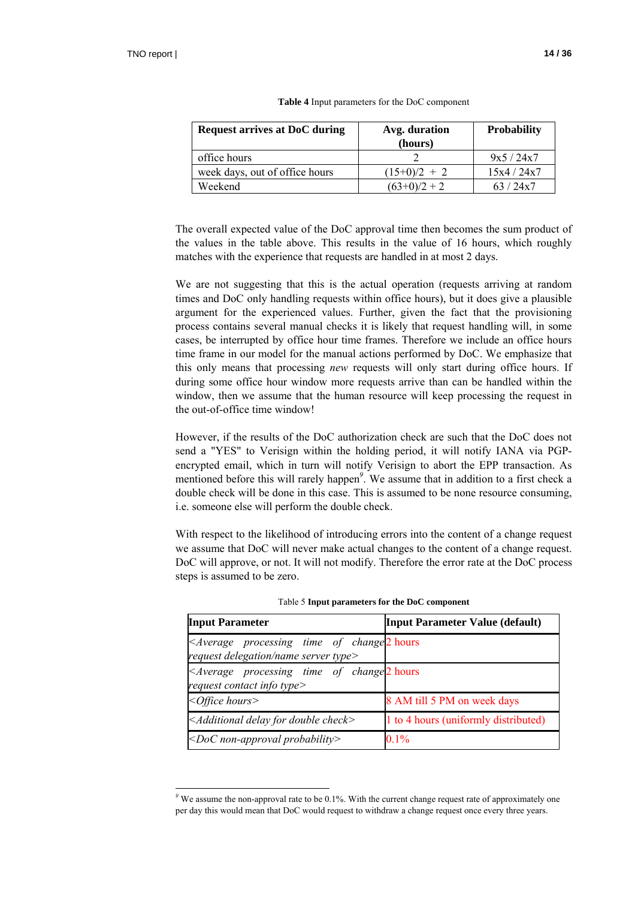**Table 4** Input parameters for the DoC component

| Request arrives at DoC during | Avg. duration (hours) | Probability |
|---|---|---|
| office hours | 2 | 9x5 / 24x7 |
| week days, out of office hours | (15+0)/2 + 2 | 15x4 / 24x7 |
| Weekend | (63+0)/2 + 2 | 63 / 24x7 |

The overall expected value of the DoC approval time then becomes the sum product of the values in the table above. This results in the value of 16 hours, which roughly matches with the experience that requests are handled in at most 2 days.

We are not suggesting that this is the actual operation (requests arriving at random times and DoC only handling requests within office hours), but it does give a plausible argument for the experienced values. Further, given the fact that the provisioning process contains several manual checks it is likely that request handling will, in some cases, be interrupted by office hour time frames. Therefore we include an office hours time frame in our model for the manual actions performed by DoC. We emphasize that this only means that processing *new* requests will only start during office hours. If during some office hour window more requests arrive than can be handled within the window, then we assume that the human resource will keep processing the request in the out-of-office time window!

However, if the results of the DoC authorization check are such that the DoC does not send a "YES" to Verisign within the holding period, it will notify IANA via PGP-encrypted email, which in turn will notify Verisign to abort the EPP transaction. As mentioned before this will rarely happen[9]. We assume that in addition to a first check a double check will be done in this case. This is assumed to be none resource consuming, i.e. someone else will perform the double check.

With respect to the likelihood of introducing errors into the content of a change request we assume that DoC will never make actual changes to the content of a change request. DoC will approve, or not. It will not modify. Therefore the error rate at the DoC process steps is assumed to be zero.

Table 5 **Input parameters for the DoC component**

| Input Parameter | Input Parameter Value (default) |
|---|---|
| *<Average processing time of change request delegation/name server type>* | 2 hours |
| *<Average processing time of change request contact info type>* | 2 hours |
| *<Office hours>* | 8 AM till 5 PM on week days |
| *<Additional delay for double check>* | 1 to 4 hours (uniformly distributed) |
| *<DoC non-approval probability>* | 0.1% |

[9] We assume the non-approval rate to be 0.1%. With the current change request rate of approximately one per day this would mean that DoC would request to withdraw a change request once every three years.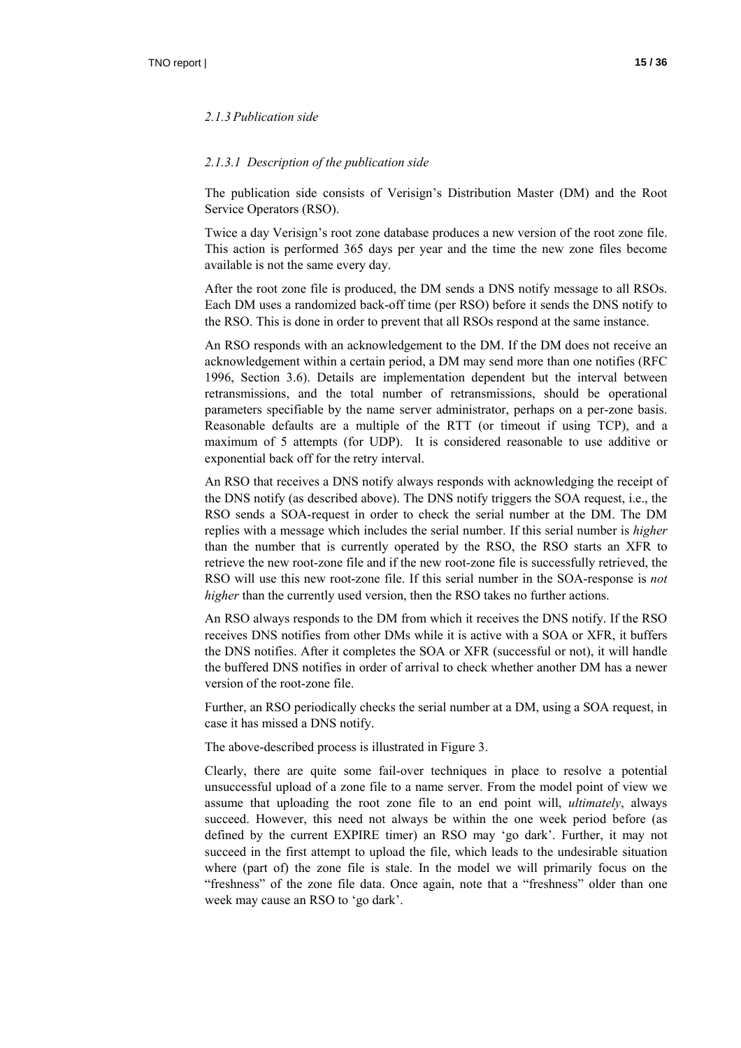### 2.1.3 Publication side

#### 2.1.3.1 Description of the publication side

The publication side consists of Verisign's Distribution Master (DM) and the Root Service Operators (RSO).

Twice a day Verisign's root zone database produces a new version of the root zone file. This action is performed 365 days per year and the time the new zone files become available is not the same every day.

After the root zone file is produced, the DM sends a DNS notify message to all RSOs. Each DM uses a randomized back-off time (per RSO) before it sends the DNS notify to the RSO. This is done in order to prevent that all RSOs respond at the same instance.

An RSO responds with an acknowledgement to the DM. If the DM does not receive an acknowledgement within a certain period, a DM may send more than one notifies (RFC 1996, Section 3.6). Details are implementation dependent but the interval between retransmissions, and the total number of retransmissions, should be operational parameters specifiable by the name server administrator, perhaps on a per-zone basis. Reasonable defaults are a multiple of the RTT (or timeout if using TCP), and a maximum of 5 attempts (for UDP). It is considered reasonable to use additive or exponential back off for the retry interval.

An RSO that receives a DNS notify always responds with acknowledging the receipt of the DNS notify (as described above). The DNS notify triggers the SOA request, i.e., the RSO sends a SOA-request in order to check the serial number at the DM. The DM replies with a message which includes the serial number. If this serial number is *higher* than the number that is currently operated by the RSO, the RSO starts an XFR to retrieve the new root-zone file and if the new root-zone file is successfully retrieved, the RSO will use this new root-zone file. If this serial number in the SOA-response is *not higher* than the currently used version, then the RSO takes no further actions.

An RSO always responds to the DM from which it receives the DNS notify. If the RSO receives DNS notifies from other DMs while it is active with a SOA or XFR, it buffers the DNS notifies. After it completes the SOA or XFR (successful or not), it will handle the buffered DNS notifies in order of arrival to check whether another DM has a newer version of the root-zone file.

Further, an RSO periodically checks the serial number at a DM, using a SOA request, in case it has missed a DNS notify.

The above-described process is illustrated in Figure 3.

Clearly, there are quite some fail-over techniques in place to resolve a potential unsuccessful upload of a zone file to a name server. From the model point of view we assume that uploading the root zone file to an end point will, *ultimately*, always succeed. However, this need not always be within the one week period before (as defined by the current EXPIRE timer) an RSO may 'go dark'. Further, it may not succeed in the first attempt to upload the file, which leads to the undesirable situation where (part of) the zone file is stale. In the model we will primarily focus on the "freshness" of the zone file data. Once again, note that a "freshness" older than one week may cause an RSO to 'go dark'.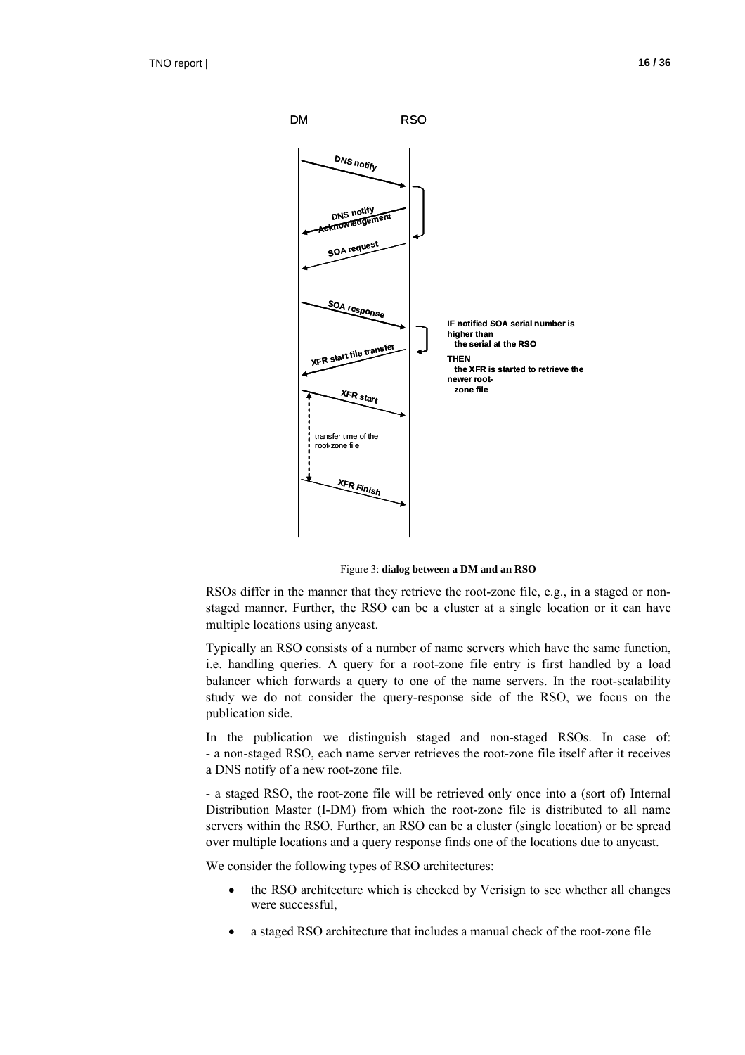DM RSO

DNS notify

DNS notify Acknowledgement

SOA request

SOA response

XFR start file transfer

XFR start

transfer time of the root-zone file

XFR Finish

IF notified SOA serial number is higher than
the serial at the RSO
THEN
the XFR is started to retrieve the newer root-zone file

Figure 3: **dialog between a DM and an RSO**

RSOs differ in the manner that they retrieve the root-zone file, e.g., in a staged or non-staged manner. Further, the RSO can be a cluster at a single location or it can have multiple locations using anycast.

Typically an RSO consists of a number of name servers which have the same function, i.e. handling queries. A query for a root-zone file entry is first handled by a load balancer which forwards a query to one of the name servers. In the root-scalability study we do not consider the query-response side of the RSO, we focus on the publication side.

In the publication we distinguish staged and non-staged RSOs. In case of:
- a non-staged RSO, each name server retrieves the root-zone file itself after it receives a DNS notify of a new root-zone file.

- a staged RSO, the root-zone file will be retrieved only once into a (sort of) Internal Distribution Master (I-DM) from which the root-zone file is distributed to all name servers within the RSO. Further, an RSO can be a cluster (single location) or be spread over multiple locations and a query response finds one of the locations due to anycast.

We consider the following types of RSO architectures:

- the RSO architecture which is checked by Verisign to see whether all changes were successful,
- a staged RSO architecture that includes a manual check of the root-zone file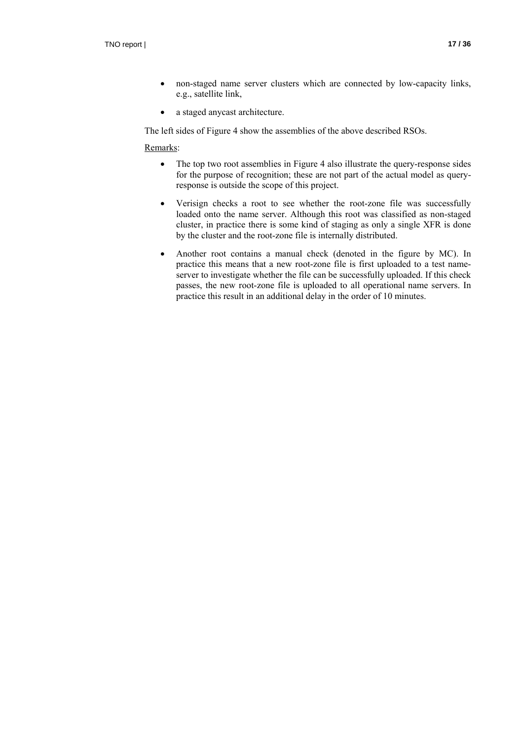- non-staged name server clusters which are connected by low-capacity links, e.g., satellite link,
- a staged anycast architecture.

The left sides of Figure 4 show the assemblies of the above described RSOs.

<u>Remarks</u>:

- The top two root assemblies in Figure 4 also illustrate the query-response sides for the purpose of recognition; these are not part of the actual model as query-response is outside the scope of this project.
- Verisign checks a root to see whether the root-zone file was successfully loaded onto the name server. Although this root was classified as non-staged cluster, in practice there is some kind of staging as only a single XFR is done by the cluster and the root-zone file is internally distributed.
- Another root contains a manual check (denoted in the figure by MC). In practice this means that a new root-zone file is first uploaded to a test name-server to investigate whether the file can be successfully uploaded. If this check passes, the new root-zone file is uploaded to all operational name servers. In practice this result in an additional delay in the order of 10 minutes.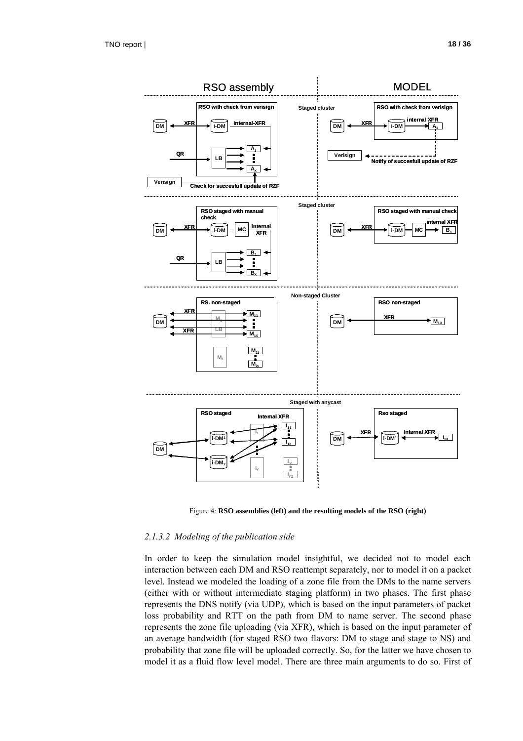Figure 4: **RSO assemblies (left) and the resulting models of the RSO (right)**

#### 2.1.3.2 Modeling of the publication side

In order to keep the simulation model insightful, we decided not to model each interaction between each DM and RSO reattempt separately, nor to model it on a packet level. Instead we modeled the loading of a zone file from the DMs to the name servers (either with or without intermediate staging platform) in two phases. The first phase represents the DNS notify (via UDP), which is based on the input parameters of packet loss probability and RTT on the path from DM to name server. The second phase represents the zone file uploading (via XFR), which is based on the input parameter of an average bandwidth (for staged RSO two flavors: DM to stage and stage to NS) and probability that zone file will be uploaded correctly. So, for the latter we have chosen to model it as a fluid flow level model. There are three main arguments to do so. First of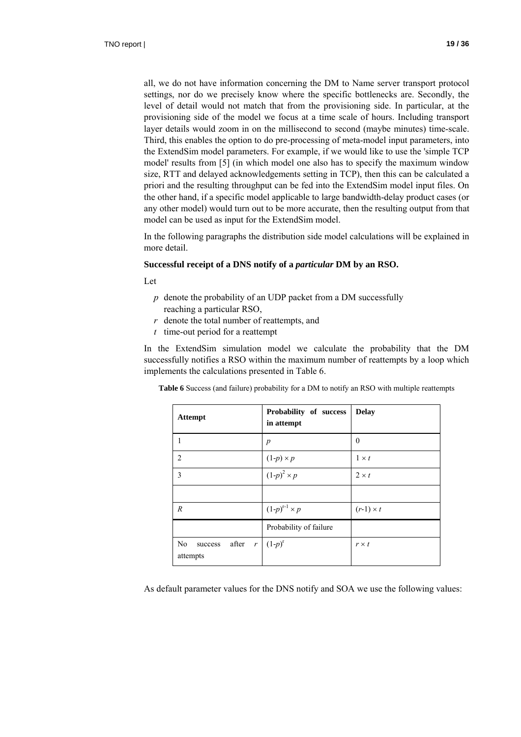all, we do not have information concerning the DM to Name server transport protocol settings, nor do we precisely know where the specific bottlenecks are. Secondly, the level of detail would not match that from the provisioning side. In particular, at the provisioning side of the model we focus at a time scale of hours. Including transport layer details would zoom in on the millisecond to second (maybe minutes) time-scale. Third, this enables the option to do pre-processing of meta-model input parameters, into the ExtendSim model parameters. For example, if we would like to use the 'simple TCP model' results from [5] (in which model one also has to specify the maximum window size, RTT and delayed acknowledgements setting in TCP), then this can be calculated a priori and the resulting throughput can be fed into the ExtendSim model input files. On the other hand, if a specific model applicable to large bandwidth-delay product cases (or any other model) would turn out to be more accurate, then the resulting output from that model can be used as input for the ExtendSim model.

In the following paragraphs the distribution side model calculations will be explained in more detail.

**Successful receipt of a DNS notify of a *particular* DM by an RSO.**

Let

- $p$ denote the probability of an UDP packet from a DM successfully reaching a particular RSO,
- $r$ denote the total number of reattempts, and
- $t$ time-out period for a reattempt

In the ExtendSim simulation model we calculate the probability that the DM successfully notifies a RSO within the maximum number of reattempts by a loop which implements the calculations presented in Table 6.

**Table 6** Success (and failure) probability for a DM to notify an RSO with multiple reattempts

| Attempt | Probability of success in attempt | Delay |
|---|---|---|
| 1 | $p$ | 0 |
| 2 | $(1\text{-}p) \times p$ | $1 \times t$ |
| 3 | $(1\text{-}p)^2 \times p$ | $2 \times t$ |
| | | |
| $R$ | $(1\text{-}p)^{r\text{-}1} \times p$ | $(r\text{-}1) \times t$ |
| | Probability of failure | |
| No success after $r$ attempts | $(1\text{-}p)^r$ | $r \times t$ |

As default parameter values for the DNS notify and SOA we use the following values: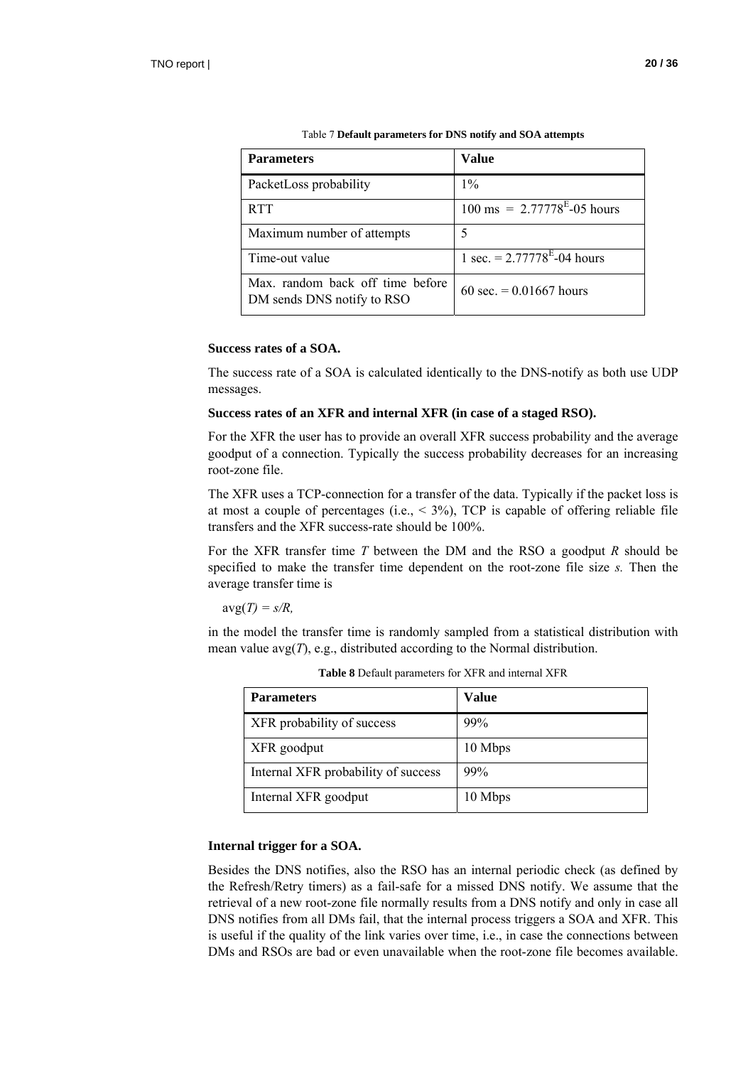Table 7 **Default parameters for DNS notify and SOA attempts**

| **Parameters** | **Value** |
|---|---|
| PacketLoss probability | 1% |
| RTT | 100 ms = $2.77778^{E}$-05 hours |
| Maximum number of attempts | 5 |
| Time-out value | 1 sec. = $2.77778^{E}$-04 hours |
| Max. random back off time before DM sends DNS notify to RSO | 60 sec. = 0.01667 hours |

**Success rates of a SOA.**

The success rate of a SOA is calculated identically to the DNS-notify as both use UDP messages.

**Success rates of an XFR and internal XFR (in case of a staged RSO).**

For the XFR the user has to provide an overall XFR success probability and the average goodput of a connection. Typically the success probability decreases for an increasing root-zone file.

The XFR uses a TCP-connection for a transfer of the data. Typically if the packet loss is at most a couple of percentages (i.e., < 3%), TCP is capable of offering reliable file transfers and the XFR success-rate should be 100%.

For the XFR transfer time $T$ between the DM and the RSO a goodput $R$ should be specified to make the transfer time dependent on the root-zone file size $s$. Then the average transfer time is

$\text{avg}(T) = s/R,$

in the model the transfer time is randomly sampled from a statistical distribution with mean value avg($T$), e.g., distributed according to the Normal distribution.

**Table 8** Default parameters for XFR and internal XFR

| **Parameters** | **Value** |
|---|---|
| XFR probability of success | 99% |
| XFR goodput | 10 Mbps |
| Internal XFR probability of success | 99% |
| Internal XFR goodput | 10 Mbps |

**Internal trigger for a SOA.**

Besides the DNS notifies, also the RSO has an internal periodic check (as defined by the Refresh/Retry timers) as a fail-safe for a missed DNS notify. We assume that the retrieval of a new root-zone file normally results from a DNS notify and only in case all DNS notifies from all DMs fail, that the internal process triggers a SOA and XFR. This is useful if the quality of the link varies over time, i.e., in case the connections between DMs and RSOs are bad or even unavailable when the root-zone file becomes available.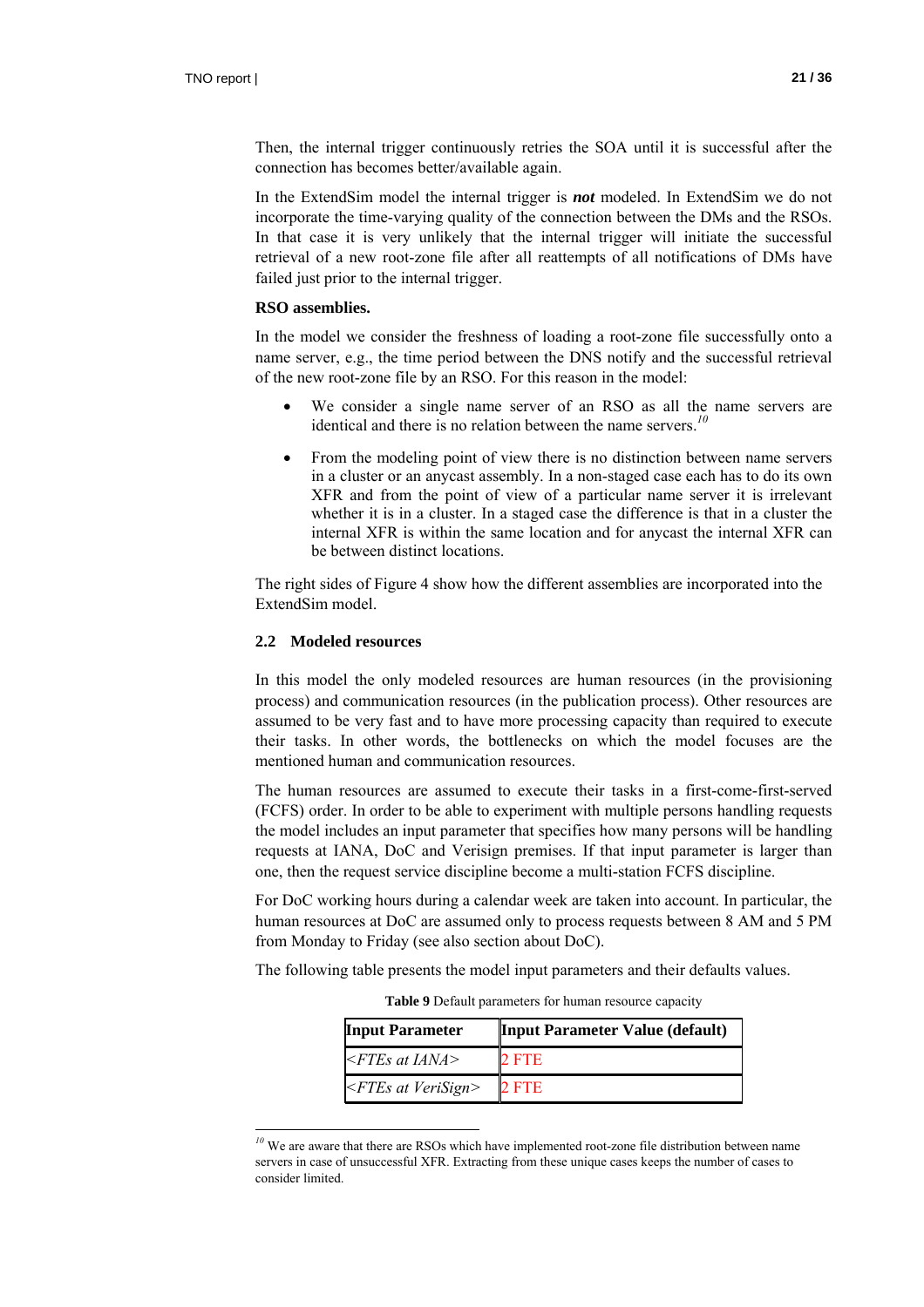Then, the internal trigger continuously retries the SOA until it is successful after the connection has becomes better/available again.

In the ExtendSim model the internal trigger is ***not*** modeled. In ExtendSim we do not incorporate the time-varying quality of the connection between the DMs and the RSOs. In that case it is very unlikely that the internal trigger will initiate the successful retrieval of a new root-zone file after all reattempts of all notifications of DMs have failed just prior to the internal trigger.

**RSO assemblies.**

In the model we consider the freshness of loading a root-zone file successfully onto a name server, e.g., the time period between the DNS notify and the successful retrieval of the new root-zone file by an RSO. For this reason in the model:

- We consider a single name server of an RSO as all the name servers are identical and there is no relation between the name servers.[10]
- From the modeling point of view there is no distinction between name servers in a cluster or an anycast assembly. In a non-staged case each has to do its own XFR and from the point of view of a particular name server it is irrelevant whether it is in a cluster. In a staged case the difference is that in a cluster the internal XFR is within the same location and for anycast the internal XFR can be between distinct locations.

The right sides of Figure 4 show how the different assemblies are incorporated into the ExtendSim model.

### 2.2 Modeled resources

In this model the only modeled resources are human resources (in the provisioning process) and communication resources (in the publication process). Other resources are assumed to be very fast and to have more processing capacity than required to execute their tasks. In other words, the bottlenecks on which the model focuses are the mentioned human and communication resources.

The human resources are assumed to execute their tasks in a first-come-first-served (FCFS) order. In order to be able to experiment with multiple persons handling requests the model includes an input parameter that specifies how many persons will be handling requests at IANA, DoC and Verisign premises. If that input parameter is larger than one, then the request service discipline become a multi-station FCFS discipline.

For DoC working hours during a calendar week are taken into account. In particular, the human resources at DoC are assumed only to process requests between 8 AM and 5 PM from Monday to Friday (see also section about DoC).

The following table presents the model input parameters and their defaults values.

**Table 9** Default parameters for human resource capacity

| Input Parameter | Input Parameter Value (default) |
|---|---|
| *<FTEs at IANA>* | 2 FTE |
| *<FTEs at VeriSign>* | 2 FTE |

[10] We are aware that there are RSOs which have implemented root-zone file distribution between name servers in case of unsuccessful XFR. Extracting from these unique cases keeps the number of cases to consider limited.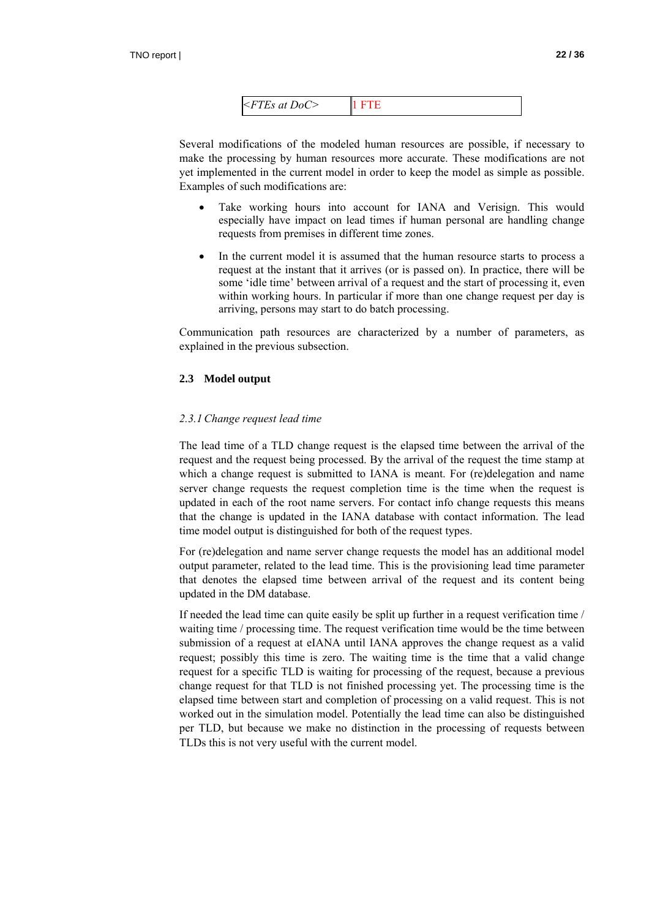| *<FTEs at DoC>* | 1 FTE |
|---|---|

Several modifications of the modeled human resources are possible, if necessary to make the processing by human resources more accurate. These modifications are not yet implemented in the current model in order to keep the model as simple as possible. Examples of such modifications are:

- Take working hours into account for IANA and Verisign. This would especially have impact on lead times if human personal are handling change requests from premises in different time zones.
- In the current model it is assumed that the human resource starts to process a request at the instant that it arrives (or is passed on). In practice, there will be some 'idle time' between arrival of a request and the start of processing it, even within working hours. In particular if more than one change request per day is arriving, persons may start to do batch processing.

Communication path resources are characterized by a number of parameters, as explained in the previous subsection.

## 2.3 Model output

### *2.3.1 Change request lead time*

The lead time of a TLD change request is the elapsed time between the arrival of the request and the request being processed. By the arrival of the request the time stamp at which a change request is submitted to IANA is meant. For (re)delegation and name server change requests the request completion time is the time when the request is updated in each of the root name servers. For contact info change requests this means that the change is updated in the IANA database with contact information. The lead time model output is distinguished for both of the request types.

For (re)delegation and name server change requests the model has an additional model output parameter, related to the lead time. This is the provisioning lead time parameter that denotes the elapsed time between arrival of the request and its content being updated in the DM database.

If needed the lead time can quite easily be split up further in a request verification time / waiting time / processing time. The request verification time would be the time between submission of a request at eIANA until IANA approves the change request as a valid request; possibly this time is zero. The waiting time is the time that a valid change request for a specific TLD is waiting for processing of the request, because a previous change request for that TLD is not finished processing yet. The processing time is the elapsed time between start and completion of processing on a valid request. This is not worked out in the simulation model. Potentially the lead time can also be distinguished per TLD, but because we make no distinction in the processing of requests between TLDs this is not very useful with the current model.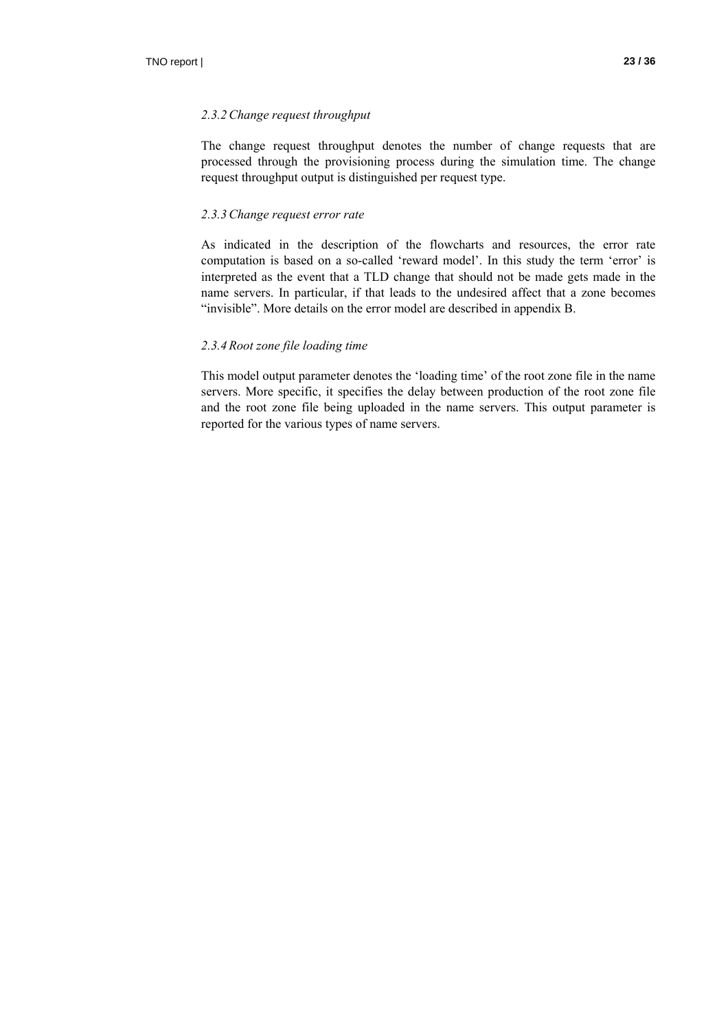### *2.3.2 Change request throughput*

The change request throughput denotes the number of change requests that are processed through the provisioning process during the simulation time. The change request throughput output is distinguished per request type.

### *2.3.3 Change request error rate*

As indicated in the description of the flowcharts and resources, the error rate computation is based on a so-called 'reward model'. In this study the term 'error' is interpreted as the event that a TLD change that should not be made gets made in the name servers. In particular, if that leads to the undesired affect that a zone becomes "invisible". More details on the error model are described in appendix B.

### *2.3.4 Root zone file loading time*

This model output parameter denotes the 'loading time' of the root zone file in the name servers. More specific, it specifies the delay between production of the root zone file and the root zone file being uploaded in the name servers. This output parameter is reported for the various types of name servers.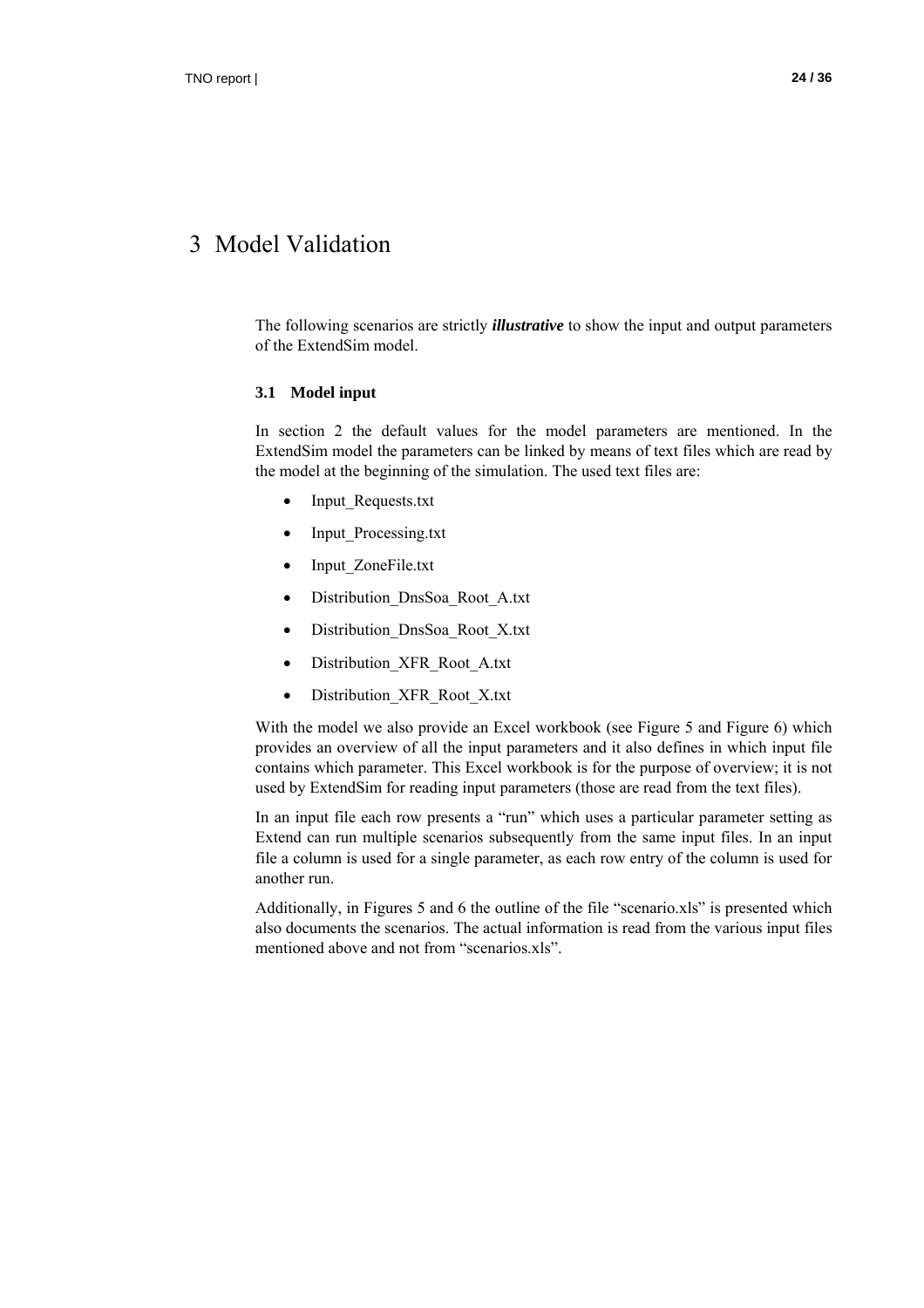# 3 Model Validation

The following scenarios are strictly ***illustrative*** to show the input and output parameters of the ExtendSim model.

### 3.1 Model input

In section 2 the default values for the model parameters are mentioned. In the ExtendSim model the parameters can be linked by means of text files which are read by the model at the beginning of the simulation. The used text files are:

- Input_Requests.txt
- Input_Processing.txt
- Input_ZoneFile.txt
- Distribution_DnsSoa_Root_A.txt
- Distribution_DnsSoa_Root_X.txt
- Distribution_XFR_Root_A.txt
- Distribution_XFR_Root_X.txt

With the model we also provide an Excel workbook (see Figure 5 and Figure 6) which provides an overview of all the input parameters and it also defines in which input file contains which parameter. This Excel workbook is for the purpose of overview; it is not used by ExtendSim for reading input parameters (those are read from the text files).

In an input file each row presents a "run" which uses a particular parameter setting as Extend can run multiple scenarios subsequently from the same input files. In an input file a column is used for a single parameter, as each row entry of the column is used for another run.

Additionally, in Figures 5 and 6 the outline of the file "scenario.xls" is presented which also documents the scenarios. The actual information is read from the various input files mentioned above and not from "scenarios.xls".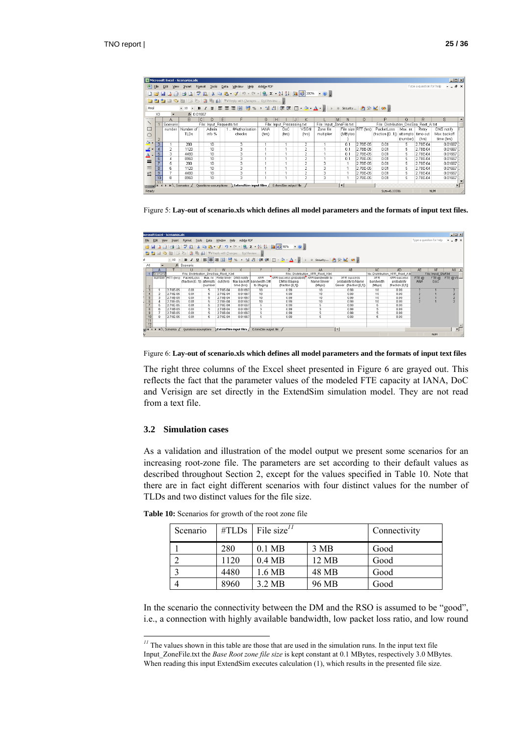Figure 5: **Lay-out of scenario.xls which defines all model parameters and the formats of input text files.**

Figure 6: **Lay-out of scenario.xls which defines all model parameters and the formats of input text files**

The right three columns of the Excel sheet presented in Figure 6 are grayed out. This reflects the fact that the parameter values of the modeled FTE capacity at IANA, DoC and Verisign are set directly in the ExtendSim simulation model. They are not read from a text file.

## 3.2 Simulation cases

As a validation and illustration of the model output we present some scenarios for an increasing root-zone file. The parameters are set according to their default values as described throughout Section 2, except for the values specified in Table 10. Note that there are in fact eight different scenarios with four distinct values for the number of TLDs and two distinct values for the file size.

**Table 10:** Scenarios for growth of the root zone file

| Scenario | #TLDs | File size[11] | | Connectivity |
|---|---|---|---|---|
| 1 | 280 | 0.1 MB | 3 MB | Good |
| 2 | 1120 | 0.4 MB | 12 MB | Good |
| 3 | 4480 | 1.6 MB | 48 MB | Good |
| 4 | 8960 | 3.2 MB | 96 MB | Good |

In the scenario the connectivity between the DM and the RSO is assumed to be "good", i.e., a connection with highly available bandwidth, low packet loss ratio, and low round

[11] The values shown in this table are those that are used in the simulation runs. In the input text file Input_ZoneFile.txt the *Base Root zone file size* is kept constant at 0.1 MBytes, respectively 3.0 MBytes. When reading this input ExtendSim executes calculation (1), which results in the presented file size.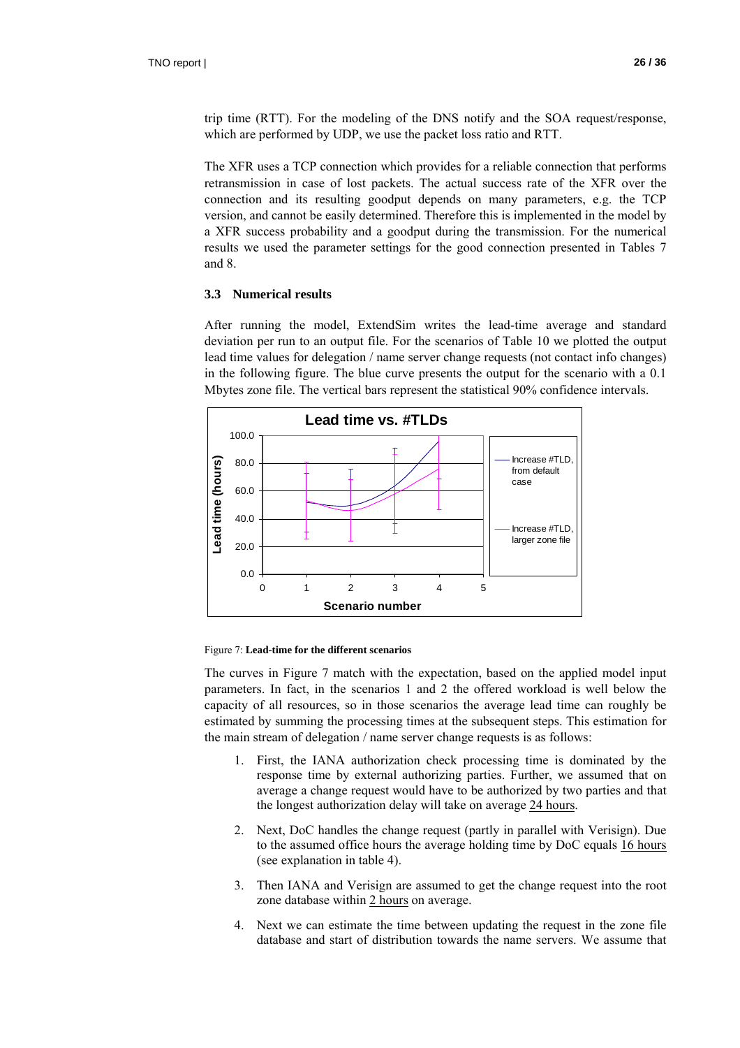trip time (RTT). For the modeling of the DNS notify and the SOA request/response, which are performed by UDP, we use the packet loss ratio and RTT.

The XFR uses a TCP connection which provides for a reliable connection that performs retransmission in case of lost packets. The actual success rate of the XFR over the connection and its resulting goodput depends on many parameters, e.g. the TCP version, and cannot be easily determined. Therefore this is implemented in the model by a XFR success probability and a goodput during the transmission. For the numerical results we used the parameter settings for the good connection presented in Tables 7 and 8.

### 3.3 Numerical results

After running the model, ExtendSim writes the lead-time average and standard deviation per run to an output file. For the scenarios of Table 10 we plotted the output lead time values for delegation / name server change requests (not contact info changes) in the following figure. The blue curve presents the output for the scenario with a 0.1 Mbytes zone file. The vertical bars represent the statistical 90% confidence intervals.

Figure 7: **Lead-time for the different scenarios**

The curves in Figure 7 match with the expectation, based on the applied model input parameters. In fact, in the scenarios 1 and 2 the offered workload is well below the capacity of all resources, so in those scenarios the average lead time can roughly be estimated by summing the processing times at the subsequent steps. This estimation for the main stream of delegation / name server change requests is as follows:

1. First, the IANA authorization check processing time is dominated by the response time by external authorizing parties. Further, we assumed that on average a change request would have to be authorized by two parties and that the longest authorization delay will take on average 24 hours.

2. Next, DoC handles the change request (partly in parallel with Verisign). Due to the assumed office hours the average holding time by DoC equals 16 hours (see explanation in table 4).

3. Then IANA and Verisign are assumed to get the change request into the root zone database within 2 hours on average.

4. Next we can estimate the time between updating the request in the zone file database and start of distribution towards the name servers. We assume that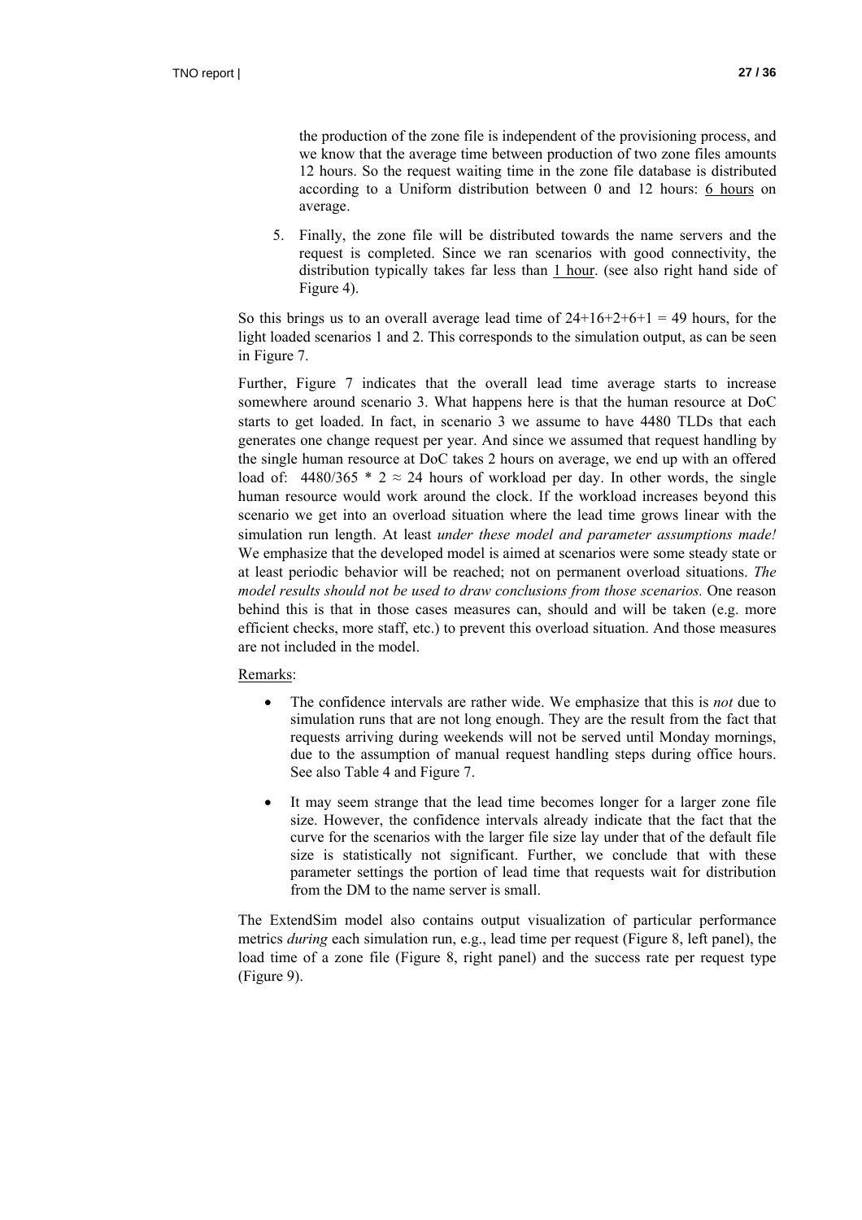the production of the zone file is independent of the provisioning process, and we know that the average time between production of two zone files amounts 12 hours. So the request waiting time in the zone file database is distributed according to a Uniform distribution between 0 and 12 hours: 6 hours on average.

5. Finally, the zone file will be distributed towards the name servers and the request is completed. Since we ran scenarios with good connectivity, the distribution typically takes far less than 1 hour. (see also right hand side of Figure 4).

So this brings us to an overall average lead time of 24+16+2+6+1 = 49 hours, for the light loaded scenarios 1 and 2. This corresponds to the simulation output, as can be seen in Figure 7.

Further, Figure 7 indicates that the overall lead time average starts to increase somewhere around scenario 3. What happens here is that the human resource at DoC starts to get loaded. In fact, in scenario 3 we assume to have 4480 TLDs that each generates one change request per year. And since we assumed that request handling by the single human resource at DoC takes 2 hours on average, we end up with an offered load of: $4480/365 * 2 \approx 24$ hours of workload per day. In other words, the single human resource would work around the clock. If the workload increases beyond this scenario we get into an overload situation where the lead time grows linear with the simulation run length. At least *under these model and parameter assumptions made!* We emphasize that the developed model is aimed at scenarios were some steady state or at least periodic behavior will be reached; not on permanent overload situations. *The model results should not be used to draw conclusions from those scenarios.* One reason behind this is that in those cases measures can, should and will be taken (e.g. more efficient checks, more staff, etc.) to prevent this overload situation. And those measures are not included in the model.

Remarks:

- The confidence intervals are rather wide. We emphasize that this is *not* due to simulation runs that are not long enough. They are the result from the fact that requests arriving during weekends will not be served until Monday mornings, due to the assumption of manual request handling steps during office hours. See also Table 4 and Figure 7.
- It may seem strange that the lead time becomes longer for a larger zone file size. However, the confidence intervals already indicate that the fact that the curve for the scenarios with the larger file size lay under that of the default file size is statistically not significant. Further, we conclude that with these parameter settings the portion of lead time that requests wait for distribution from the DM to the name server is small.

The ExtendSim model also contains output visualization of particular performance metrics *during* each simulation run, e.g., lead time per request (Figure 8, left panel), the load time of a zone file (Figure 8, right panel) and the success rate per request type (Figure 9).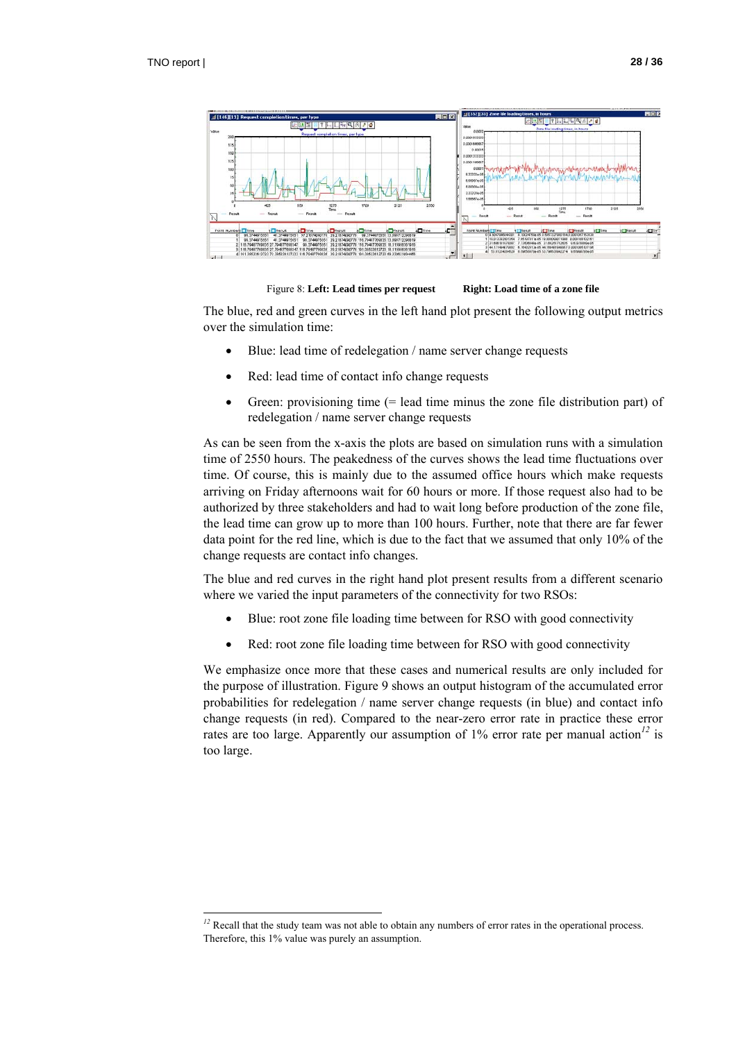Figure 8: **Left: Lead times per request Right: Load time of a zone file**

The blue, red and green curves in the left hand plot present the following output metrics over the simulation time:

- Blue: lead time of redelegation / name server change requests
- Red: lead time of contact info change requests
- Green: provisioning time (= lead time minus the zone file distribution part) of redelegation / name server change requests

As can be seen from the x-axis the plots are based on simulation runs with a simulation time of 2550 hours. The peakedness of the curves shows the lead time fluctuations over time. Of course, this is mainly due to the assumed office hours which make requests arriving on Friday afternoons wait for 60 hours or more. If those request also had to be authorized by three stakeholders and had to wait long before production of the zone file, the lead time can grow up to more than 100 hours. Further, note that there are far fewer data point for the red line, which is due to the fact that we assumed that only 10% of the change requests are contact info changes.

The blue and red curves in the right hand plot present results from a different scenario where we varied the input parameters of the connectivity for two RSOs:

- Blue: root zone file loading time between for RSO with good connectivity
- Red: root zone file loading time between for RSO with good connectivity

We emphasize once more that these cases and numerical results are only included for the purpose of illustration. Figure 9 shows an output histogram of the accumulated error probabilities for redelegation / name server change requests (in blue) and contact info change requests (in red). Compared to the near-zero error rate in practice these error rates are too large. Apparently our assumption of 1% error rate per manual action[12] is too large.

[12] Recall that the study team was not able to obtain any numbers of error rates in the operational process. Therefore, this 1% value was purely an assumption.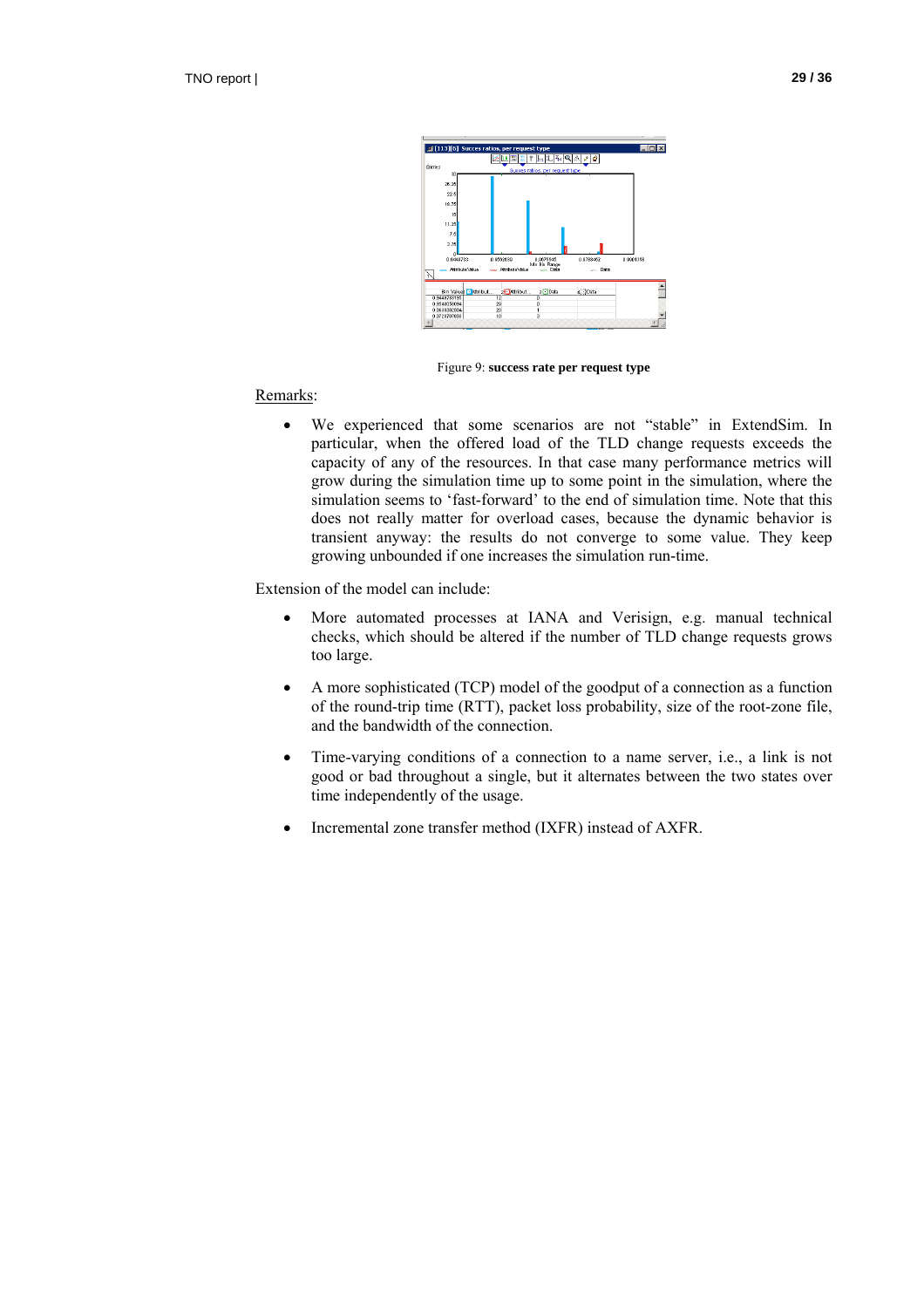Figure 9: **success rate per request type**

Remarks:

- We experienced that some scenarios are not "stable" in ExtendSim. In particular, when the offered load of the TLD change requests exceeds the capacity of any of the resources. In that case many performance metrics will grow during the simulation time up to some point in the simulation, where the simulation seems to 'fast-forward' to the end of simulation time. Note that this does not really matter for overload cases, because the dynamic behavior is transient anyway: the results do not converge to some value. They keep growing unbounded if one increases the simulation run-time.

Extension of the model can include:

- More automated processes at IANA and Verisign, e.g. manual technical checks, which should be altered if the number of TLD change requests grows too large.
- A more sophisticated (TCP) model of the goodput of a connection as a function of the round-trip time (RTT), packet loss probability, size of the root-zone file, and the bandwidth of the connection.
- Time-varying conditions of a connection to a name server, i.e., a link is not good or bad throughout a single, but it alternates between the two states over time independently of the usage.
- Incremental zone transfer method (IXFR) instead of AXFR.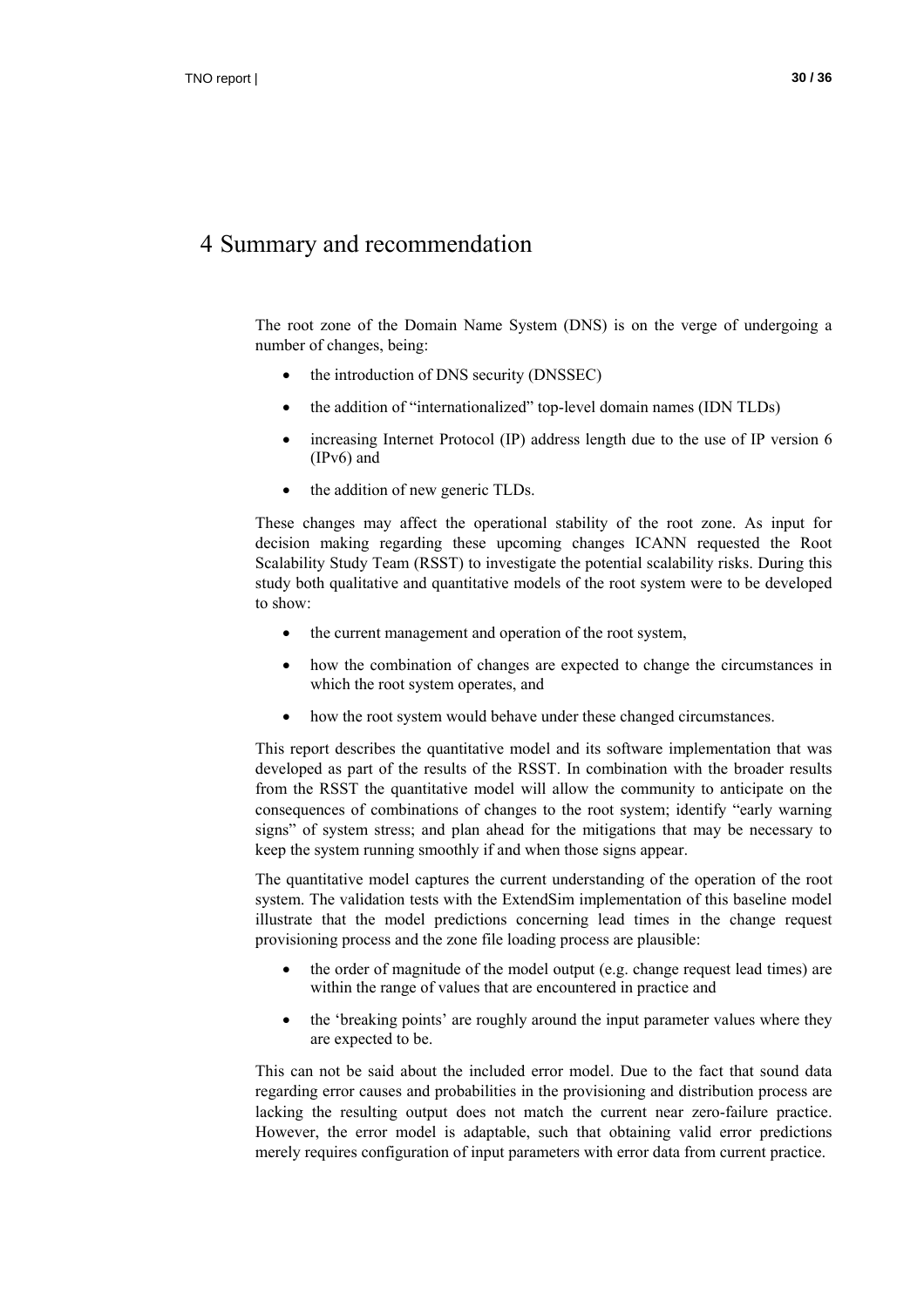# 4 Summary and recommendation

The root zone of the Domain Name System (DNS) is on the verge of undergoing a number of changes, being:

- the introduction of DNS security (DNSSEC)
- the addition of "internationalized" top-level domain names (IDN TLDs)
- increasing Internet Protocol (IP) address length due to the use of IP version 6 (IPv6) and
- the addition of new generic TLDs.

These changes may affect the operational stability of the root zone. As input for decision making regarding these upcoming changes ICANN requested the Root Scalability Study Team (RSST) to investigate the potential scalability risks. During this study both qualitative and quantitative models of the root system were to be developed to show:

- the current management and operation of the root system,
- how the combination of changes are expected to change the circumstances in which the root system operates, and
- how the root system would behave under these changed circumstances.

This report describes the quantitative model and its software implementation that was developed as part of the results of the RSST. In combination with the broader results from the RSST the quantitative model will allow the community to anticipate on the consequences of combinations of changes to the root system; identify "early warning signs" of system stress; and plan ahead for the mitigations that may be necessary to keep the system running smoothly if and when those signs appear.

The quantitative model captures the current understanding of the operation of the root system. The validation tests with the ExtendSim implementation of this baseline model illustrate that the model predictions concerning lead times in the change request provisioning process and the zone file loading process are plausible:

- the order of magnitude of the model output (e.g. change request lead times) are within the range of values that are encountered in practice and
- the 'breaking points' are roughly around the input parameter values where they are expected to be.

This can not be said about the included error model. Due to the fact that sound data regarding error causes and probabilities in the provisioning and distribution process are lacking the resulting output does not match the current near zero-failure practice. However, the error model is adaptable, such that obtaining valid error predictions merely requires configuration of input parameters with error data from current practice.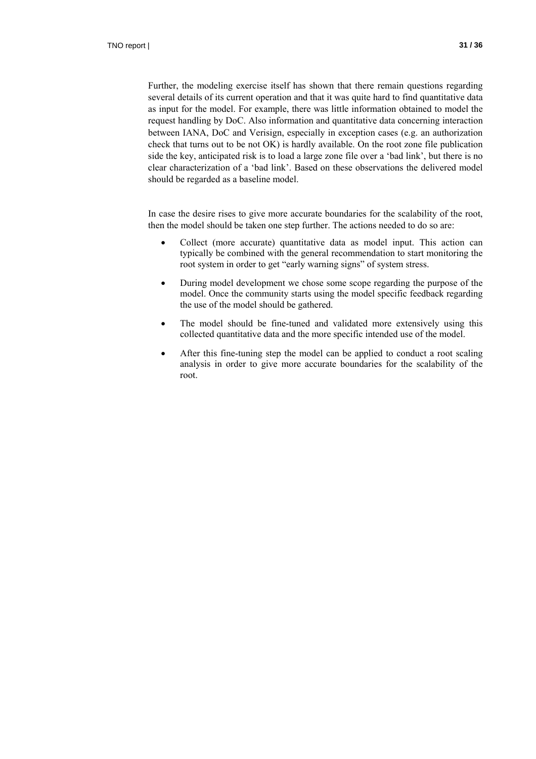Further, the modeling exercise itself has shown that there remain questions regarding several details of its current operation and that it was quite hard to find quantitative data as input for the model. For example, there was little information obtained to model the request handling by DoC. Also information and quantitative data concerning interaction between IANA, DoC and Verisign, especially in exception cases (e.g. an authorization check that turns out to be not OK) is hardly available. On the root zone file publication side the key, anticipated risk is to load a large zone file over a 'bad link', but there is no clear characterization of a 'bad link'. Based on these observations the delivered model should be regarded as a baseline model.

In case the desire rises to give more accurate boundaries for the scalability of the root, then the model should be taken one step further. The actions needed to do so are:

- Collect (more accurate) quantitative data as model input. This action can typically be combined with the general recommendation to start monitoring the root system in order to get "early warning signs" of system stress.
- During model development we chose some scope regarding the purpose of the model. Once the community starts using the model specific feedback regarding the use of the model should be gathered.
- The model should be fine-tuned and validated more extensively using this collected quantitative data and the more specific intended use of the model.
- After this fine-tuning step the model can be applied to conduct a root scaling analysis in order to give more accurate boundaries for the scalability of the root.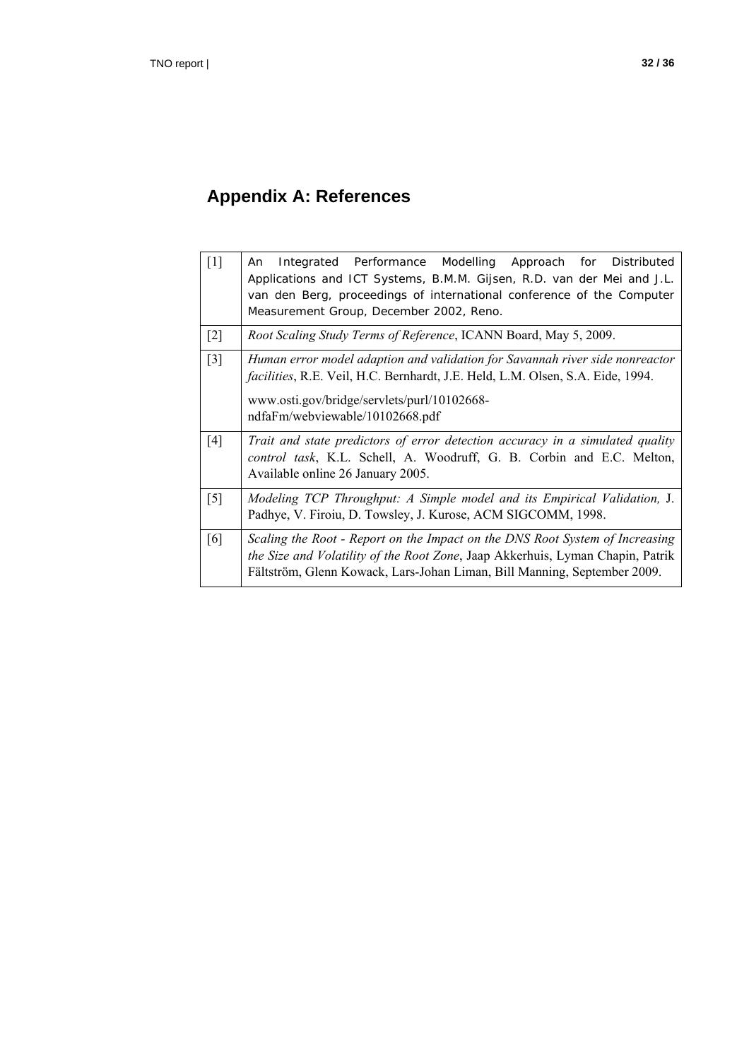## Appendix A: References

| | |
|---|---|
| [1] | An Integrated Performance Modelling Approach for Distributed Applications and ICT Systems, B.M.M. Gijsen, R.D. van der Mei and J.L. van den Berg, proceedings of international conference of the Computer Measurement Group, December 2002, Reno. |
| [2] | *Root Scaling Study Terms of Reference*, ICANN Board, May 5, 2009. |
| [3] | *Human error model adaption and validation for Savannah river side nonreactor facilities*, R.E. Veil, H.C. Bernhardt, J.E. Held, L.M. Olsen, S.A. Eide, 1994. www.osti.gov/bridge/servlets/purl/10102668-ndfaFm/webviewable/10102668.pdf |
| [4] | *Trait and state predictors of error detection accuracy in a simulated quality control task*, K.L. Schell, A. Woodruff, G. B. Corbin and E.C. Melton, Available online 26 January 2005. |
| [5] | *Modeling TCP Throughput: A Simple model and its Empirical Validation,* J. Padhye, V. Firoiu, D. Towsley, J. Kurose, ACM SIGCOMM, 1998. |
| [6] | *Scaling the Root - Report on the Impact on the DNS Root System of Increasing the Size and Volatility of the Root Zone*, Jaap Akkerhuis, Lyman Chapin, Patrik Fältström, Glenn Kowack, Lars-Johan Liman, Bill Manning, September 2009. |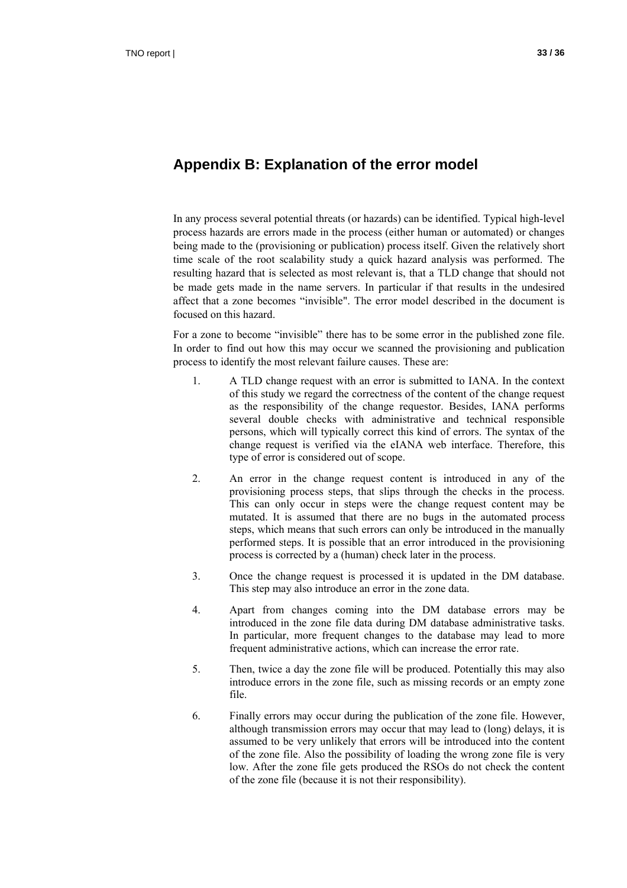## Appendix B: Explanation of the error model

In any process several potential threats (or hazards) can be identified. Typical high-level process hazards are errors made in the process (either human or automated) or changes being made to the (provisioning or publication) process itself. Given the relatively short time scale of the root scalability study a quick hazard analysis was performed. The resulting hazard that is selected as most relevant is, that a TLD change that should not be made gets made in the name servers. In particular if that results in the undesired affect that a zone becomes "invisible". The error model described in the document is focused on this hazard.

For a zone to become "invisible" there has to be some error in the published zone file. In order to find out how this may occur we scanned the provisioning and publication process to identify the most relevant failure causes. These are:

1. A TLD change request with an error is submitted to IANA. In the context of this study we regard the correctness of the content of the change request as the responsibility of the change requestor. Besides, IANA performs several double checks with administrative and technical responsible persons, which will typically correct this kind of errors. The syntax of the change request is verified via the eIANA web interface. Therefore, this type of error is considered out of scope.

2. An error in the change request content is introduced in any of the provisioning process steps, that slips through the checks in the process. This can only occur in steps were the change request content may be mutated. It is assumed that there are no bugs in the automated process steps, which means that such errors can only be introduced in the manually performed steps. It is possible that an error introduced in the provisioning process is corrected by a (human) check later in the process.

3. Once the change request is processed it is updated in the DM database. This step may also introduce an error in the zone data.

4. Apart from changes coming into the DM database errors may be introduced in the zone file data during DM database administrative tasks. In particular, more frequent changes to the database may lead to more frequent administrative actions, which can increase the error rate.

5. Then, twice a day the zone file will be produced. Potentially this may also introduce errors in the zone file, such as missing records or an empty zone file.

6. Finally errors may occur during the publication of the zone file. However, although transmission errors may occur that may lead to (long) delays, it is assumed to be very unlikely that errors will be introduced into the content of the zone file. Also the possibility of loading the wrong zone file is very low. After the zone file gets produced the RSOs do not check the content of the zone file (because it is not their responsibility).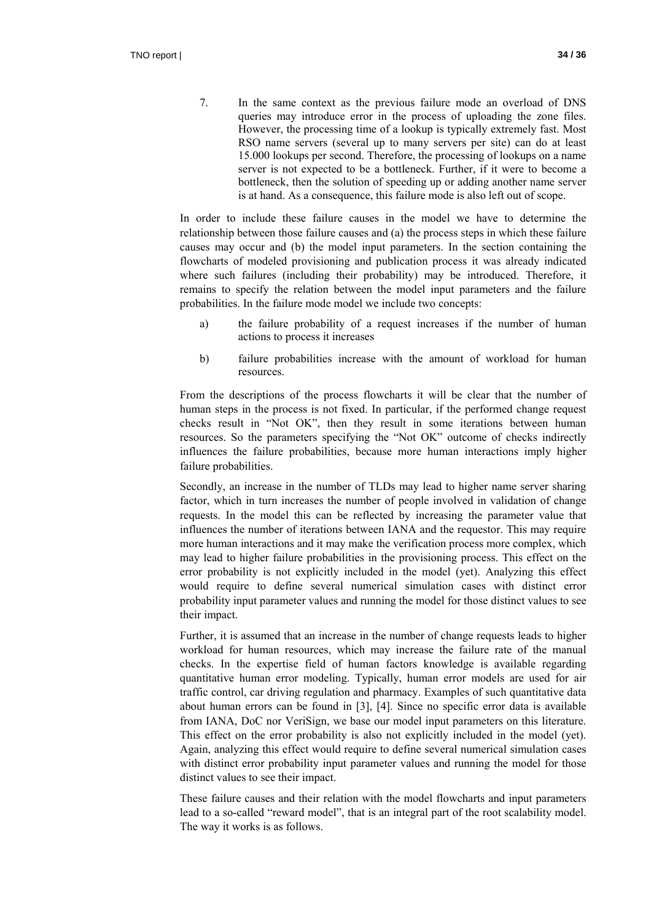7. In the same context as the previous failure mode an overload of DNS queries may introduce error in the process of uploading the zone files. However, the processing time of a lookup is typically extremely fast. Most RSO name servers (several up to many servers per site) can do at least 15.000 lookups per second. Therefore, the processing of lookups on a name server is not expected to be a bottleneck. Further, if it were to become a bottleneck, then the solution of speeding up or adding another name server is at hand. As a consequence, this failure mode is also left out of scope.

In order to include these failure causes in the model we have to determine the relationship between those failure causes and (a) the process steps in which these failure causes may occur and (b) the model input parameters. In the section containing the flowcharts of modeled provisioning and publication process it was already indicated where such failures (including their probability) may be introduced. Therefore, it remains to specify the relation between the model input parameters and the failure probabilities. In the failure mode model we include two concepts:

a) the failure probability of a request increases if the number of human actions to process it increases

b) failure probabilities increase with the amount of workload for human resources.

From the descriptions of the process flowcharts it will be clear that the number of human steps in the process is not fixed. In particular, if the performed change request checks result in "Not OK", then they result in some iterations between human resources. So the parameters specifying the "Not OK" outcome of checks indirectly influences the failure probabilities, because more human interactions imply higher failure probabilities.

Secondly, an increase in the number of TLDs may lead to higher name server sharing factor, which in turn increases the number of people involved in validation of change requests. In the model this can be reflected by increasing the parameter value that influences the number of iterations between IANA and the requestor. This may require more human interactions and it may make the verification process more complex, which may lead to higher failure probabilities in the provisioning process. This effect on the error probability is not explicitly included in the model (yet). Analyzing this effect would require to define several numerical simulation cases with distinct error probability input parameter values and running the model for those distinct values to see their impact.

Further, it is assumed that an increase in the number of change requests leads to higher workload for human resources, which may increase the failure rate of the manual checks. In the expertise field of human factors knowledge is available regarding quantitative human error modeling. Typically, human error models are used for air traffic control, car driving regulation and pharmacy. Examples of such quantitative data about human errors can be found in [3], [4]. Since no specific error data is available from IANA, DoC nor VeriSign, we base our model input parameters on this literature. This effect on the error probability is also not explicitly included in the model (yet). Again, analyzing this effect would require to define several numerical simulation cases with distinct error probability input parameter values and running the model for those distinct values to see their impact.

These failure causes and their relation with the model flowcharts and input parameters lead to a so-called "reward model", that is an integral part of the root scalability model. The way it works is as follows.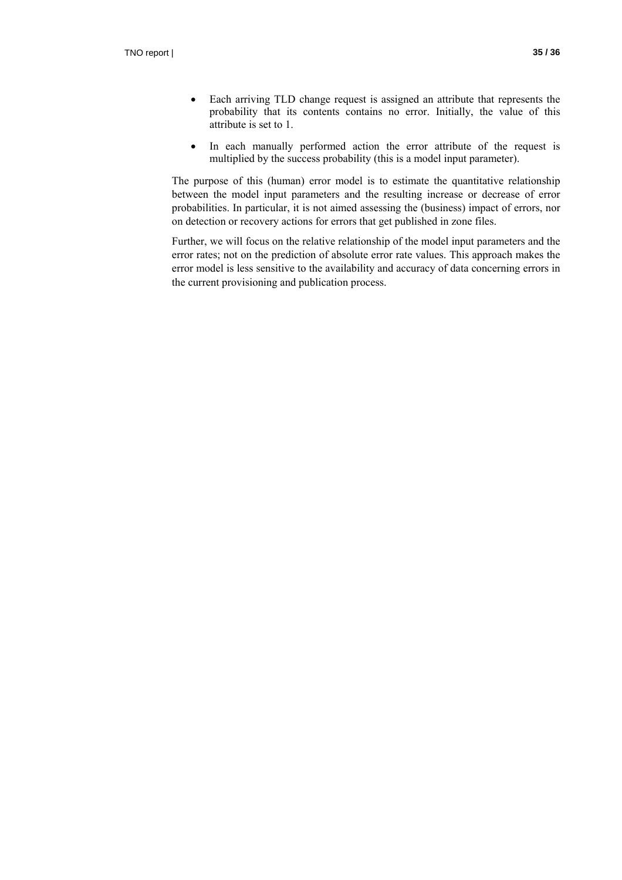- Each arriving TLD change request is assigned an attribute that represents the probability that its contents contains no error. Initially, the value of this attribute is set to 1.
- In each manually performed action the error attribute of the request is multiplied by the success probability (this is a model input parameter).

The purpose of this (human) error model is to estimate the quantitative relationship between the model input parameters and the resulting increase or decrease of error probabilities. In particular, it is not aimed assessing the (business) impact of errors, nor on detection or recovery actions for errors that get published in zone files.

Further, we will focus on the relative relationship of the model input parameters and the error rates; not on the prediction of absolute error rate values. This approach makes the error model is less sensitive to the availability and accuracy of data concerning errors in the current provisioning and publication process.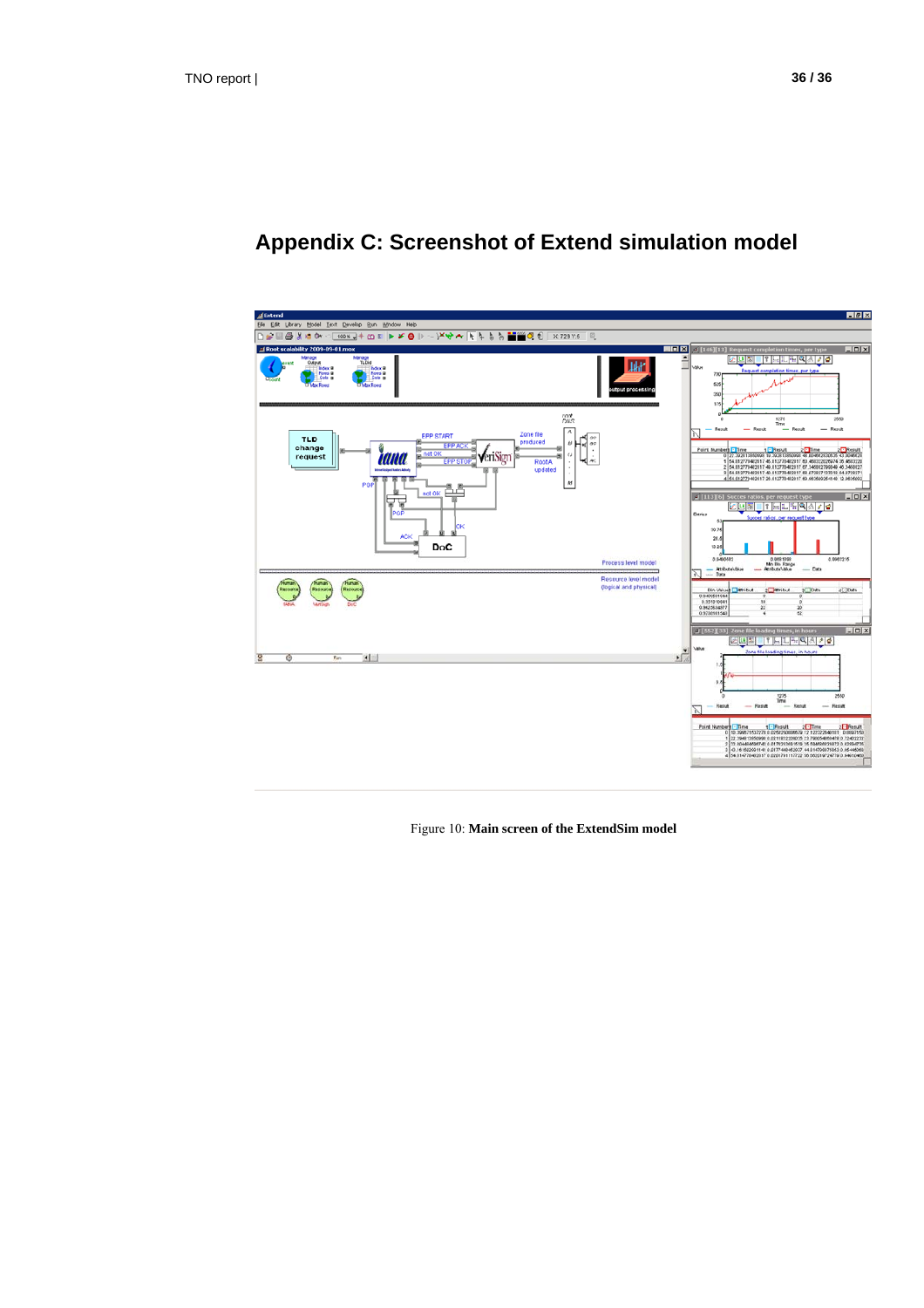# Appendix C: Screenshot of Extend simulation model

Figure 10: **Main screen of the ExtendSim model**